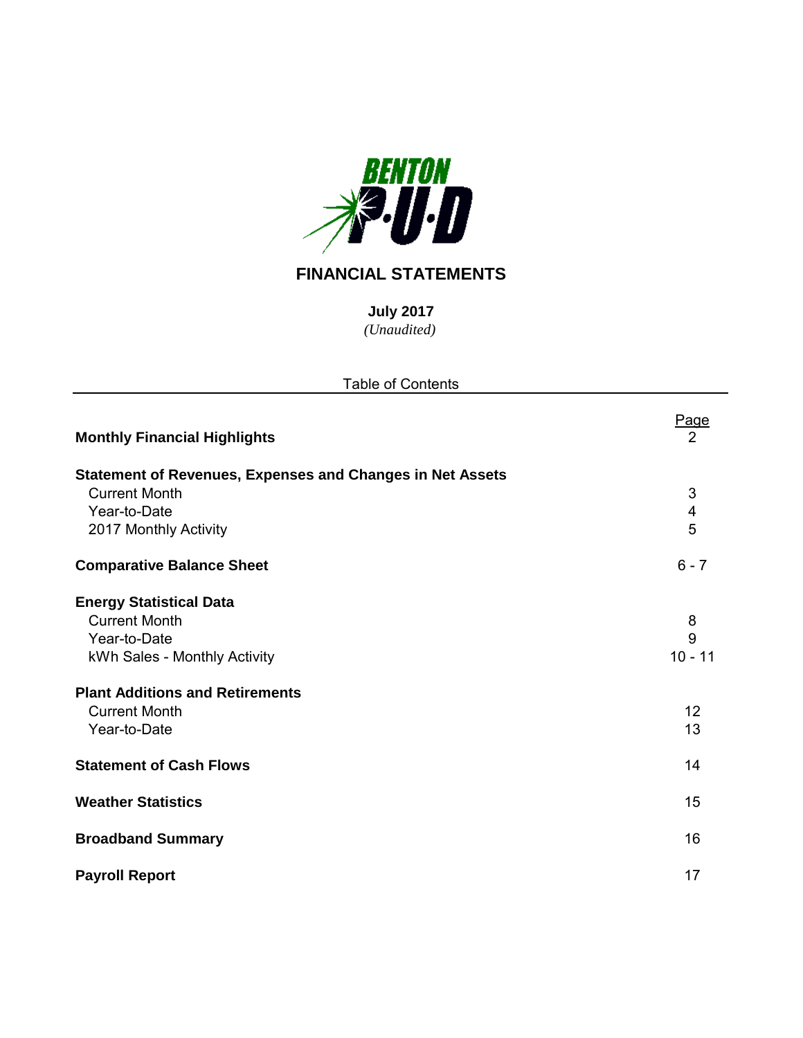BENTON P·U·D

# FINANCIAL STATEMENTS

**July 2017**
*(Unaudited)*

Table of Contents

| | Page |
|---|---|
| **Monthly Financial Highlights** | 2 |
| **Statement of Revenues, Expenses and Changes in Net Assets** | |
| Current Month | 3 |
| Year-to-Date | 4 |
| 2017 Monthly Activity | 5 |
| **Comparative Balance Sheet** | 6 - 7 |
| **Energy Statistical Data** | |
| Current Month | 8 |
| Year-to-Date | 9 |
| kWh Sales - Monthly Activity | 10 - 11 |
| **Plant Additions and Retirements** | |
| Current Month | 12 |
| Year-to-Date | 13 |
| **Statement of Cash Flows** | 14 |
| **Weather Statistics** | 15 |
| **Broadband Summary** | 16 |
| **Payroll Report** | 17 |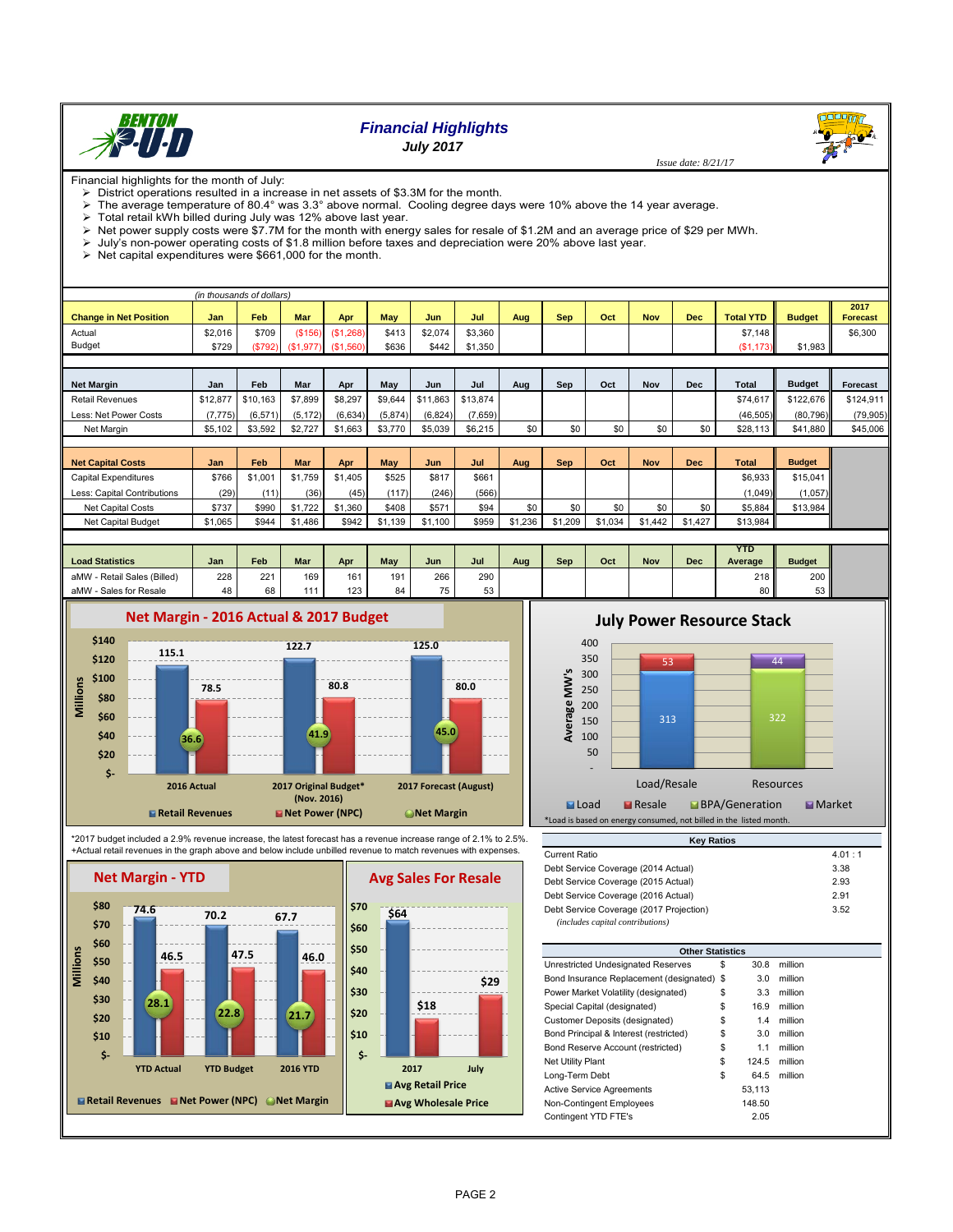# Financial Highlights

*July 2017*

*Issue date: 8/21/17*

Financial highlights for the month of July:

- District operations resulted in a increase in net assets of $3.3M for the month.
- The average temperature of 80.4° was 3.3° above normal. Cooling degree days were 10% above the 14 year average.
- Total retail kWh billed during July was 12% above last year.
- Net power supply costs were $7.7M for the month with energy sales for resale of $1.2M and an average price of $29 per MWh.
- July's non-power operating costs of $1.8 million before taxes and depreciation were 20% above last year.
- Net capital expenditures were $661,000 for the month.

*(in thousands of dollars)*

| Change in Net Position | Jan | Feb | Mar | Apr | May | Jun | Jul | Aug | Sep | Oct | Nov | Dec | Total YTD | Budget | 2017 Forecast |
|---|---|---|---|---|---|---|---|---|---|---|---|---|---|---|---|
| Actual | $2,016 | $709 | ($156) | ($1,268) | $413 | $2,074 | $3,360 | | | | | | $7,148 | | $6,300 |
| Budget | $729 | ($792) | ($1,977) | ($1,560) | $636 | $442 | $1,350 | | | | | | ($1,173) | $1,983 | |

| Net Margin | Jan | Feb | Mar | Apr | May | Jun | Jul | Aug | Sep | Oct | Nov | Dec | Total | Budget | Forecast |
|---|---|---|---|---|---|---|---|---|---|---|---|---|---|---|---|
| Retail Revenues | $12,877 | $10,163 | $7,899 | $8,297 | $9,644 | $11,863 | $13,874 | | | | | | $74,617 | $122,676 | $124,911 |
| Less: Net Power Costs | (7,775) | (6,571) | (5,172) | (6,634) | (5,874) | (6,824) | (7,659) | | | | | | (46,505) | (80,796) | (79,905) |
| Net Margin | $5,102 | $3,592 | $2,727 | $1,663 | $3,770 | $5,039 | $6,215 | $0 | $0 | $0 | $0 | $0 | $28,113 | $41,880 | $45,006 |

| Net Capital Costs | Jan | Feb | Mar | Apr | May | Jun | Jul | Aug | Sep | Oct | Nov | Dec | Total | Budget |
|---|---|---|---|---|---|---|---|---|---|---|---|---|---|---|
| Capital Expenditures | $766 | $1,001 | $1,759 | $1,405 | $525 | $817 | $661 | | | | | | $6,933 | $15,041 |
| Less: Capital Contributions | (29) | (11) | (36) | (45) | (117) | (246) | (566) | | | | | | (1,049) | (1,057) |
| Net Capital Costs | $737 | $990 | $1,722 | $1,360 | $408 | $571 | $94 | $0 | $0 | $0 | $0 | $0 | $5,884 | $13,984 |
| Net Capital Budget | $1,065 | $944 | $1,486 | $942 | $1,139 | $1,100 | $959 | $1,236 | $1,209 | $1,034 | $1,442 | $1,427 | $13,984 | |

| Load Statistics | Jan | Feb | Mar | Apr | May | Jun | Jul | Aug | Sep | Oct | Nov | Dec | YTD Average | Budget |
|---|---|---|---|---|---|---|---|---|---|---|---|---|---|---|
| aMW - Retail Sales (Billed) | 228 | 221 | 169 | 161 | 191 | 266 | 290 | | | | | | 218 | 200 |
| aMW - Sales for Resale | 48 | 68 | 111 | 123 | 84 | 75 | 53 | | | | | | 80 | 53 |

## Net Margin - 2016 Actual & 2017 Budget

| (Millions) | Retail Revenues | Net Power (NPC) | Net Margin |
|---|---|---|---|
| 2016 Actual | 115.1 | 78.5 | 36.6 |
| 2017 Original Budget* (Nov. 2016) | 122.7 | 80.8 | 41.9 |
| 2017 Forecast (August) | 125.0 | 80.0 | 45.0 |

## July Power Resource Stack

| Average MW's | Load | Resale | BPA/Generation | Market |
|---|---|---|---|---|
| Load/Resale | 313 | 53 | | |
| Resources | | | 322 | 44 |

*Load is based on energy consumed, not billed in the listed month.

*2017 budget included a 2.9% revenue increase, the latest forecast has a revenue increase range of 2.1% to 2.5%.
+Actual retail revenues in the graph above and below include unbilled revenue to match revenues with expenses.

## Net Margin - YTD

| (Millions) | Retail Revenues | Net Power (NPC) | Net Margin |
|---|---|---|---|
| YTD Actual | 74.6 | 46.5 | 28.1 |
| YTD Budget | 70.2 | 47.5 | 22.8 |
| 2016 YTD | 67.7 | 46.0 | 21.7 |

## Avg Sales For Resale

| | Avg Retail Price | Avg Wholesale Price |
|---|---|---|
| 2017 | $64 | $18 |
| July | | $29 |

| Key Ratios | |
|---|---|
| Current Ratio | 4.01 : 1 |
| Debt Service Coverage (2014 Actual) | 3.38 |
| Debt Service Coverage (2015 Actual) | 2.93 |
| Debt Service Coverage (2016 Actual) | 2.91 |
| Debt Service Coverage (2017 Projection) *(includes capital contributions)* | 3.52 |

| Other Statistics | | | |
|---|---|---|---|
| Unrestricted Undesignated Reserves | $ | 30.8 | million |
| Bond Insurance Replacement (designated) | $ | 3.0 | million |
| Power Market Volatility (designated) | $ | 3.3 | million |
| Special Capital (designated) | $ | 16.9 | million |
| Customer Deposits (designated) | $ | 1.4 | million |
| Bond Principal & Interest (restricted) | $ | 3.0 | million |
| Bond Reserve Account (restricted) | $ | 1.1 | million |
| Net Utility Plant | $ | 124.5 | million |
| Long-Term Debt | $ | 64.5 | million |
| Active Service Agreements | | 53,113 | |
| Non-Contingent Employees | | 148.50 | |
| Contingent YTD FTE's | | 2.05 | |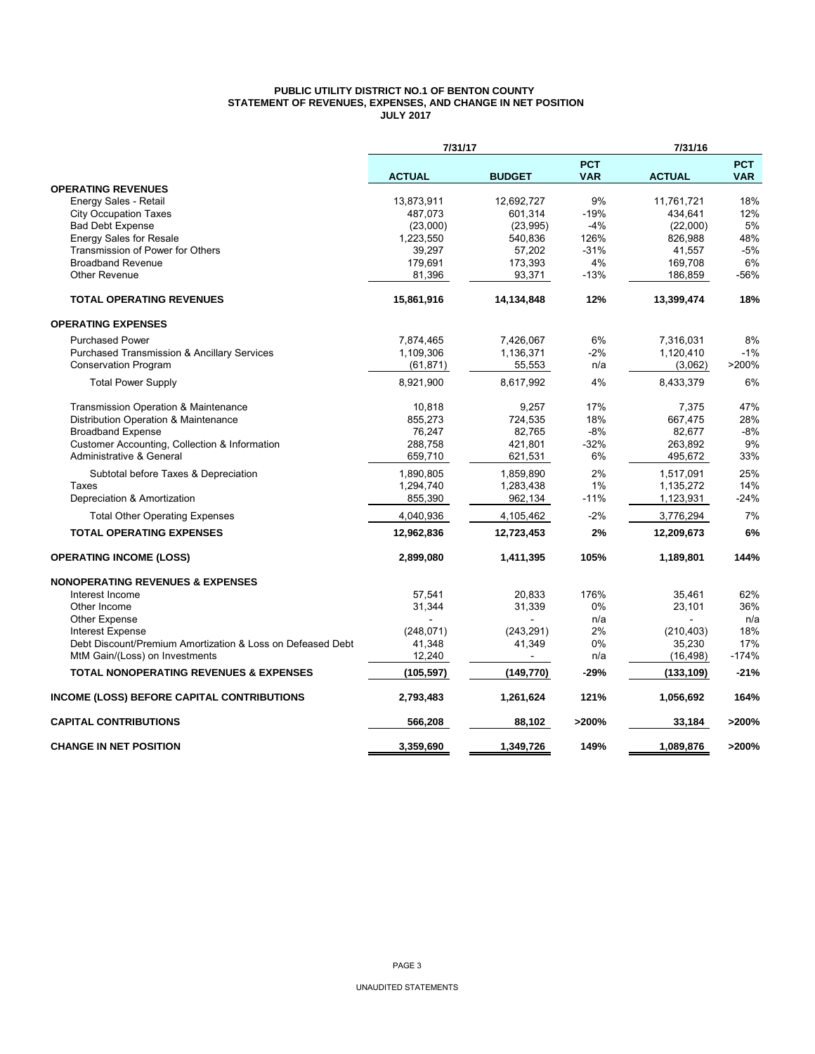**PUBLIC UTILITY DISTRICT NO.1 OF BENTON COUNTY**
**STATEMENT OF REVENUES, EXPENSES, AND CHANGE IN NET POSITION**
**JULY 2017**

| | 7/31/17 | | | 7/31/16 | |
|---|---|---|---|---|---|
| | ACTUAL | BUDGET | PCT VAR | ACTUAL | PCT VAR |
| **OPERATING REVENUES** | | | | | |
| Energy Sales - Retail | 13,873,911 | 12,692,727 | 9% | 11,761,721 | 18% |
| City Occupation Taxes | 487,073 | 601,314 | -19% | 434,641 | 12% |
| Bad Debt Expense | (23,000) | (23,995) | -4% | (22,000) | 5% |
| Energy Sales for Resale | 1,223,550 | 540,836 | 126% | 826,988 | 48% |
| Transmission of Power for Others | 39,297 | 57,202 | -31% | 41,557 | -5% |
| Broadband Revenue | 179,691 | 173,393 | 4% | 169,708 | 6% |
| Other Revenue | 81,396 | 93,371 | -13% | 186,859 | -56% |
| **TOTAL OPERATING REVENUES** | **15,861,916** | **14,134,848** | **12%** | **13,399,474** | **18%** |
| **OPERATING EXPENSES** | | | | | |
| Purchased Power | 7,874,465 | 7,426,067 | 6% | 7,316,031 | 8% |
| Purchased Transmission & Ancillary Services | 1,109,306 | 1,136,371 | -2% | 1,120,410 | -1% |
| Conservation Program | (61,871) | 55,553 | n/a | (3,062) | >200% |
| Total Power Supply | 8,921,900 | 8,617,992 | 4% | 8,433,379 | 6% |
| Transmission Operation & Maintenance | 10,818 | 9,257 | 17% | 7,375 | 47% |
| Distribution Operation & Maintenance | 855,273 | 724,535 | 18% | 667,475 | 28% |
| Broadband Expense | 76,247 | 82,765 | -8% | 82,677 | -8% |
| Customer Accounting, Collection & Information | 288,758 | 421,801 | -32% | 263,892 | 9% |
| Administrative & General | 659,710 | 621,531 | 6% | 495,672 | 33% |
| Subtotal before Taxes & Depreciation | 1,890,805 | 1,859,890 | 2% | 1,517,091 | 25% |
| Taxes | 1,294,740 | 1,283,438 | 1% | 1,135,272 | 14% |
| Depreciation & Amortization | 855,390 | 962,134 | -11% | 1,123,931 | -24% |
| Total Other Operating Expenses | 4,040,936 | 4,105,462 | -2% | 3,776,294 | 7% |
| **TOTAL OPERATING EXPENSES** | **12,962,836** | **12,723,453** | **2%** | **12,209,673** | **6%** |
| **OPERATING INCOME (LOSS)** | **2,899,080** | **1,411,395** | **105%** | **1,189,801** | **144%** |
| **NONOPERATING REVENUES & EXPENSES** | | | | | |
| Interest Income | 57,541 | 20,833 | 176% | 35,461 | 62% |
| Other Income | 31,344 | 31,339 | 0% | 23,101 | 36% |
| Other Expense | - | - | n/a | - | n/a |
| Interest Expense | (248,071) | (243,291) | 2% | (210,403) | 18% |
| Debt Discount/Premium Amortization & Loss on Defeased Debt | 41,348 | 41,349 | 0% | 35,230 | 17% |
| MtM Gain/(Loss) on Investments | 12,240 | - | n/a | (16,498) | -174% |
| **TOTAL NONOPERATING REVENUES & EXPENSES** | **(105,597)** | **(149,770)** | **-29%** | **(133,109)** | **-21%** |
| **INCOME (LOSS) BEFORE CAPITAL CONTRIBUTIONS** | **2,793,483** | **1,261,624** | **121%** | **1,056,692** | **164%** |
| **CAPITAL CONTRIBUTIONS** | **566,208** | **88,102** | **>200%** | **33,184** | **>200%** |
| **CHANGE IN NET POSITION** | **3,359,690** | **1,349,726** | **149%** | **1,089,876** | **>200%** |

UNAUDITED STATEMENTS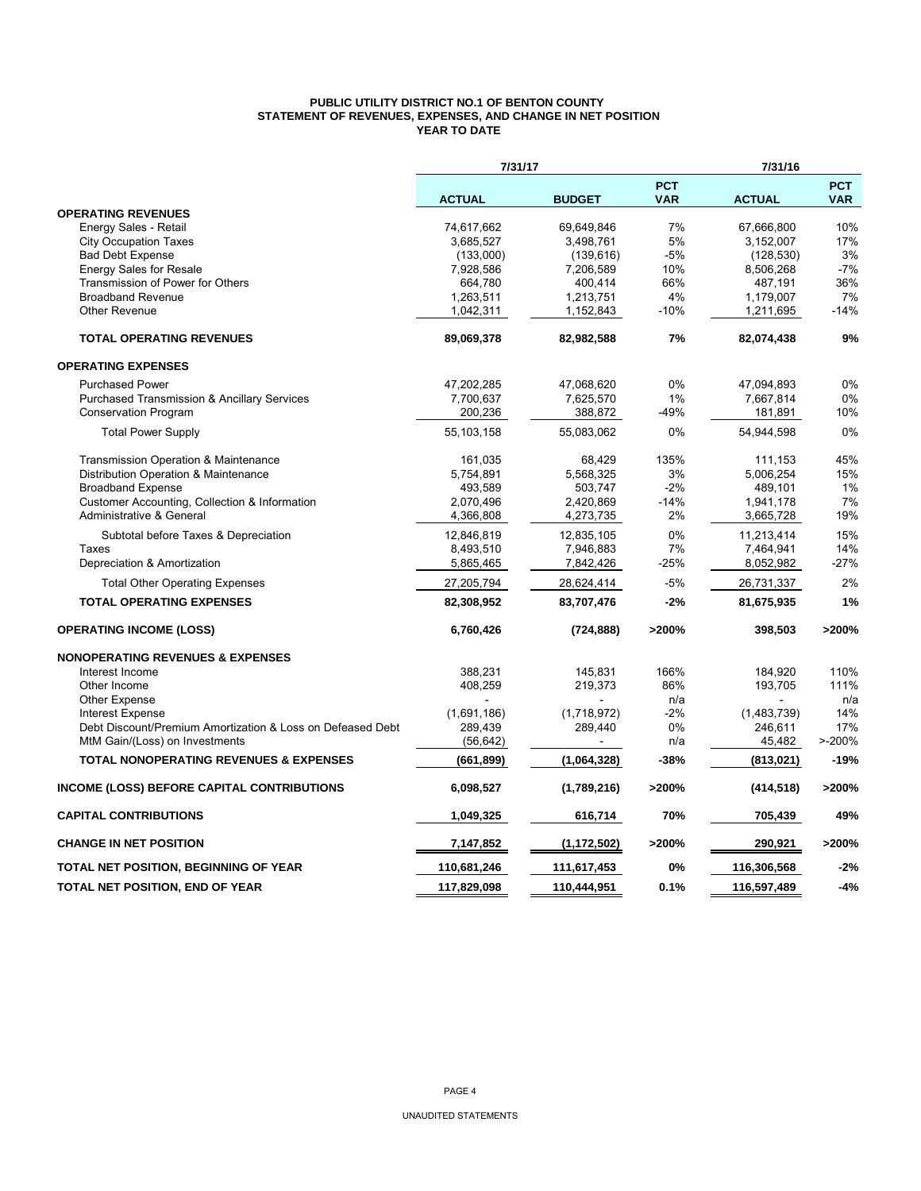# PUBLIC UTILITY DISTRICT NO.1 OF BENTON COUNTY
## STATEMENT OF REVENUES, EXPENSES, AND CHANGE IN NET POSITION
### YEAR TO DATE

| | 7/31/17 | | | 7/31/16 | |
|---|---|---|---|---|---|
| | **ACTUAL** | **BUDGET** | **PCT VAR** | **ACTUAL** | **PCT VAR** |
| **OPERATING REVENUES** | | | | | |
| Energy Sales - Retail | 74,617,662 | 69,649,846 | 7% | 67,666,800 | 10% |
| City Occupation Taxes | 3,685,527 | 3,498,761 | 5% | 3,152,007 | 17% |
| Bad Debt Expense | (133,000) | (139,616) | -5% | (128,530) | 3% |
| Energy Sales for Resale | 7,928,586 | 7,206,589 | 10% | 8,506,268 | -7% |
| Transmission of Power for Others | 664,780 | 400,414 | 66% | 487,191 | 36% |
| Broadband Revenue | 1,263,511 | 1,213,751 | 4% | 1,179,007 | 7% |
| Other Revenue | 1,042,311 | 1,152,843 | -10% | 1,211,695 | -14% |
| **TOTAL OPERATING REVENUES** | **89,069,378** | **82,982,588** | **7%** | **82,074,438** | **9%** |
| **OPERATING EXPENSES** | | | | | |
| Purchased Power | 47,202,285 | 47,068,620 | 0% | 47,094,893 | 0% |
| Purchased Transmission & Ancillary Services | 7,700,637 | 7,625,570 | 1% | 7,667,814 | 0% |
| Conservation Program | 200,236 | 388,872 | -49% | 181,891 | 10% |
| Total Power Supply | 55,103,158 | 55,083,062 | 0% | 54,944,598 | 0% |
| Transmission Operation & Maintenance | 161,035 | 68,429 | 135% | 111,153 | 45% |
| Distribution Operation & Maintenance | 5,754,891 | 5,568,325 | 3% | 5,006,254 | 15% |
| Broadband Expense | 493,589 | 503,747 | -2% | 489,101 | 1% |
| Customer Accounting, Collection & Information | 2,070,496 | 2,420,869 | -14% | 1,941,178 | 7% |
| Administrative & General | 4,366,808 | 4,273,735 | 2% | 3,665,728 | 19% |
| Subtotal before Taxes & Depreciation | 12,846,819 | 12,835,105 | 0% | 11,213,414 | 15% |
| Taxes | 8,493,510 | 7,946,883 | 7% | 7,464,941 | 14% |
| Depreciation & Amortization | 5,865,465 | 7,842,426 | -25% | 8,052,982 | -27% |
| Total Other Operating Expenses | 27,205,794 | 28,624,414 | -5% | 26,731,337 | 2% |
| **TOTAL OPERATING EXPENSES** | **82,308,952** | **83,707,476** | **-2%** | **81,675,935** | **1%** |
| **OPERATING INCOME (LOSS)** | **6,760,426** | **(724,888)** | **>200%** | **398,503** | **>200%** |
| **NONOPERATING REVENUES & EXPENSES** | | | | | |
| Interest Income | 388,231 | 145,831 | 166% | 184,920 | 110% |
| Other Income | 408,259 | 219,373 | 86% | 193,705 | 111% |
| Other Expense | - | - | n/a | - | n/a |
| Interest Expense | (1,691,186) | (1,718,972) | -2% | (1,483,739) | 14% |
| Debt Discount/Premium Amortization & Loss on Defeased Debt | 289,439 | 289,440 | 0% | 246,611 | 17% |
| MtM Gain/(Loss) on Investments | (56,642) | - | n/a | 45,482 | >-200% |
| **TOTAL NONOPERATING REVENUES & EXPENSES** | **(661,899)** | **(1,064,328)** | **-38%** | **(813,021)** | **-19%** |
| **INCOME (LOSS) BEFORE CAPITAL CONTRIBUTIONS** | **6,098,527** | **(1,789,216)** | **>200%** | **(414,518)** | **>200%** |
| **CAPITAL CONTRIBUTIONS** | **1,049,325** | **616,714** | **70%** | **705,439** | **49%** |
| **CHANGE IN NET POSITION** | **7,147,852** | **(1,172,502)** | **>200%** | **290,921** | **>200%** |
| **TOTAL NET POSITION, BEGINNING OF YEAR** | **110,681,246** | **111,617,453** | **0%** | **116,306,568** | **-2%** |
| **TOTAL NET POSITION, END OF YEAR** | **117,829,098** | **110,444,951** | **0.1%** | **116,597,489** | **-4%** |

UNAUDITED STATEMENTS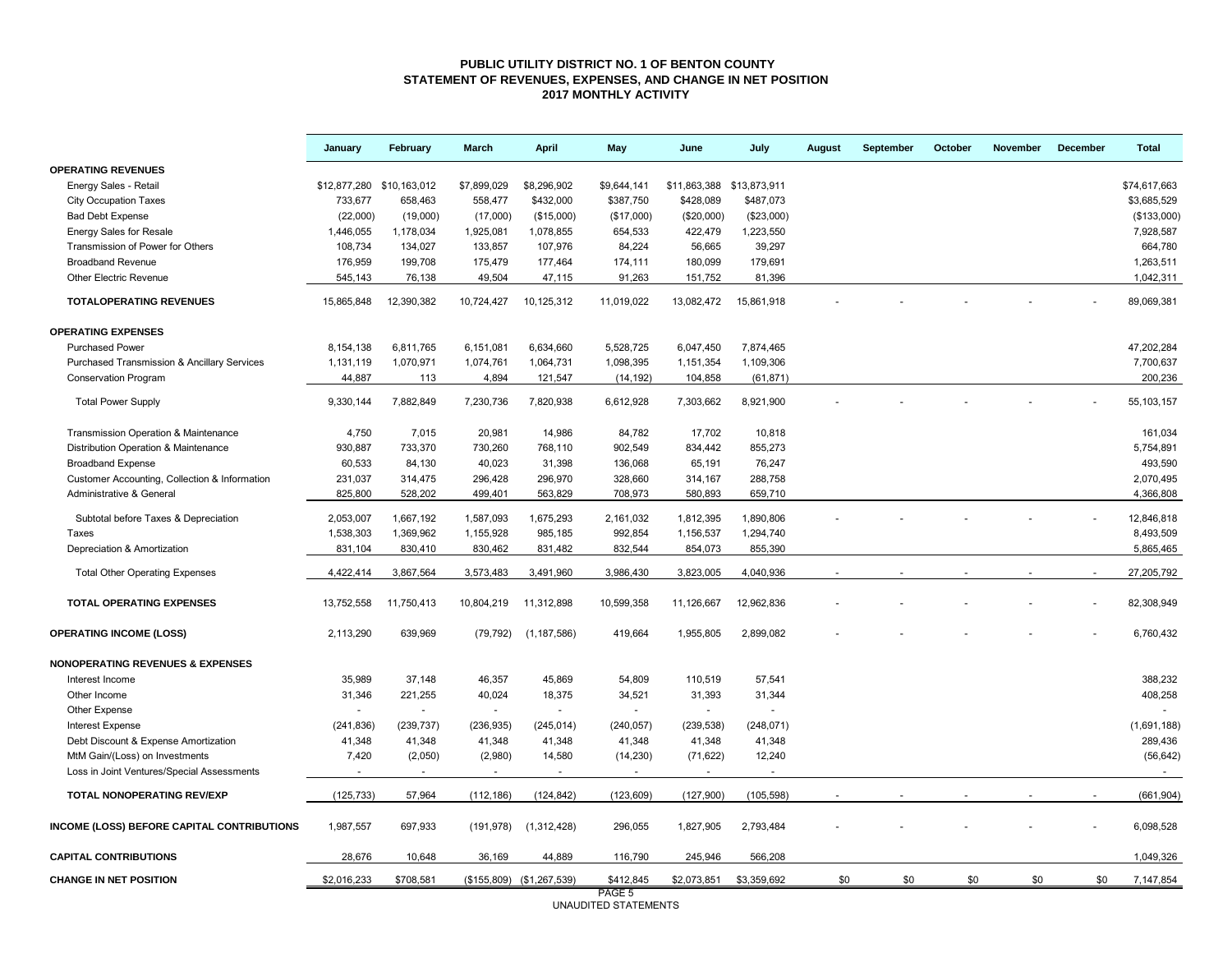# PUBLIC UTILITY DISTRICT NO. 1 OF BENTON COUNTY
## STATEMENT OF REVENUES, EXPENSES, AND CHANGE IN NET POSITION
### 2017 MONTHLY ACTIVITY

| | January | February | March | April | May | June | July | August | September | October | November | December | Total |
|---|---|---|---|---|---|---|---|---|---|---|---|---|---|
| **OPERATING REVENUES** | | | | | | | | | | | | | |
| Energy Sales - Retail | $12,877,280 | $10,163,012 | $7,899,029 | $8,296,902 | $9,644,141 | $11,863,388 | $13,873,911 | | | | | | $74,617,663 |
| City Occupation Taxes | 733,677 | 658,463 | 558,477 | $432,000 | $387,750 | $428,089 | $487,073 | | | | | | $3,685,529 |
| Bad Debt Expense | (22,000) | (19,000) | (17,000) | ($15,000) | ($17,000) | ($20,000) | ($23,000) | | | | | | ($133,000) |
| Energy Sales for Resale | 1,446,055 | 1,178,034 | 1,925,081 | 1,078,855 | 654,533 | 422,479 | 1,223,550 | | | | | | 7,928,587 |
| Transmission of Power for Others | 108,734 | 134,027 | 133,857 | 107,976 | 84,224 | 56,665 | 39,297 | | | | | | 664,780 |
| Broadband Revenue | 176,959 | 199,708 | 175,479 | 177,464 | 174,111 | 180,099 | 179,691 | | | | | | 1,263,511 |
| Other Electric Revenue | 545,143 | 76,138 | 49,504 | 47,115 | 91,263 | 151,752 | 81,396 | | | | | | 1,042,311 |
| **TOTALOPERATING REVENUES** | 15,865,848 | 12,390,382 | 10,724,427 | 10,125,312 | 11,019,022 | 13,082,472 | 15,861,918 | - | - | - | - | - | 89,069,381 |
| **OPERATING EXPENSES** | | | | | | | | | | | | | |
| Purchased Power | 8,154,138 | 6,811,765 | 6,151,081 | 6,634,660 | 5,528,725 | 6,047,450 | 7,874,465 | | | | | | 47,202,284 |
| Purchased Transmission & Ancillary Services | 1,131,119 | 1,070,971 | 1,074,761 | 1,064,731 | 1,098,395 | 1,151,354 | 1,109,306 | | | | | | 7,700,637 |
| Conservation Program | 44,887 | 113 | 4,894 | 121,547 | (14,192) | 104,858 | (61,871) | | | | | | 200,236 |
| Total Power Supply | 9,330,144 | 7,882,849 | 7,230,736 | 7,820,938 | 6,612,928 | 7,303,662 | 8,921,900 | - | - | - | - | - | 55,103,157 |
| Transmission Operation & Maintenance | 4,750 | 7,015 | 20,981 | 14,986 | 84,782 | 17,702 | 10,818 | | | | | | 161,034 |
| Distribution Operation & Maintenance | 930,887 | 733,370 | 730,260 | 768,110 | 902,549 | 834,442 | 855,273 | | | | | | 5,754,891 |
| Broadband Expense | 60,533 | 84,130 | 40,023 | 31,398 | 136,068 | 65,191 | 76,247 | | | | | | 493,590 |
| Customer Accounting, Collection & Information | 231,037 | 314,475 | 296,428 | 296,970 | 328,660 | 314,167 | 288,758 | | | | | | 2,070,495 |
| Administrative & General | 825,800 | 528,202 | 499,401 | 563,829 | 708,973 | 580,893 | 659,710 | | | | | | 4,366,808 |
| Subtotal before Taxes & Depreciation | 2,053,007 | 1,667,192 | 1,587,093 | 1,675,293 | 2,161,032 | 1,812,395 | 1,890,806 | - | - | - | - | - | 12,846,818 |
| Taxes | 1,538,303 | 1,369,962 | 1,155,928 | 985,185 | 992,854 | 1,156,537 | 1,294,740 | | | | | | 8,493,509 |
| Depreciation & Amortization | 831,104 | 830,410 | 830,462 | 831,482 | 832,544 | 854,073 | 855,390 | | | | | | 5,865,465 |
| Total Other Operating Expenses | 4,422,414 | 3,867,564 | 3,573,483 | 3,491,960 | 3,986,430 | 3,823,005 | 4,040,936 | - | - | - | - | - | 27,205,792 |
| **TOTAL OPERATING EXPENSES** | 13,752,558 | 11,750,413 | 10,804,219 | 11,312,898 | 10,599,358 | 11,126,667 | 12,962,836 | - | - | - | - | - | 82,308,949 |
| **OPERATING INCOME (LOSS)** | 2,113,290 | 639,969 | (79,792) | (1,187,586) | 419,664 | 1,955,805 | 2,899,082 | - | - | - | - | - | 6,760,432 |
| **NONOPERATING REVENUES & EXPENSES** | | | | | | | | | | | | | |
| Interest Income | 35,989 | 37,148 | 46,357 | 45,869 | 54,809 | 110,519 | 57,541 | | | | | | 388,232 |
| Other Income | 31,346 | 221,255 | 40,024 | 18,375 | 34,521 | 31,393 | 31,344 | | | | | | 408,258 |
| Other Expense | - | - | - | - | - | - | - | | | | | | - |
| Interest Expense | (241,836) | (239,737) | (236,935) | (245,014) | (240,057) | (239,538) | (248,071) | | | | | | (1,691,188) |
| Debt Discount & Expense Amortization | 41,348 | 41,348 | 41,348 | 41,348 | 41,348 | 41,348 | 41,348 | | | | | | 289,436 |
| MtM Gain/(Loss) on Investments | 7,420 | (2,050) | (2,980) | 14,580 | (14,230) | (71,622) | 12,240 | | | | | | (56,642) |
| Loss in Joint Ventures/Special Assessments | - | - | - | - | - | - | - | | | | | | - |
| **TOTAL NONOPERATING REV/EXP** | (125,733) | 57,964 | (112,186) | (124,842) | (123,609) | (127,900) | (105,598) | - | - | - | - | - | (661,904) |
| **INCOME (LOSS) BEFORE CAPITAL CONTRIBUTIONS** | 1,987,557 | 697,933 | (191,978) | (1,312,428) | 296,055 | 1,827,905 | 2,793,484 | - | - | - | - | - | 6,098,528 |
| **CAPITAL CONTRIBUTIONS** | 28,676 | 10,648 | 36,169 | 44,889 | 116,790 | 245,946 | 566,208 | | | | | | 1,049,326 |
| **CHANGE IN NET POSITION** | $2,016,233 | $708,581 | ($155,809) | ($1,267,539) | $412,845 | $2,073,851 | $3,359,692 | $0 | $0 | $0 | $0 | $0 | 7,147,854 |

UNAUDITED STATEMENTS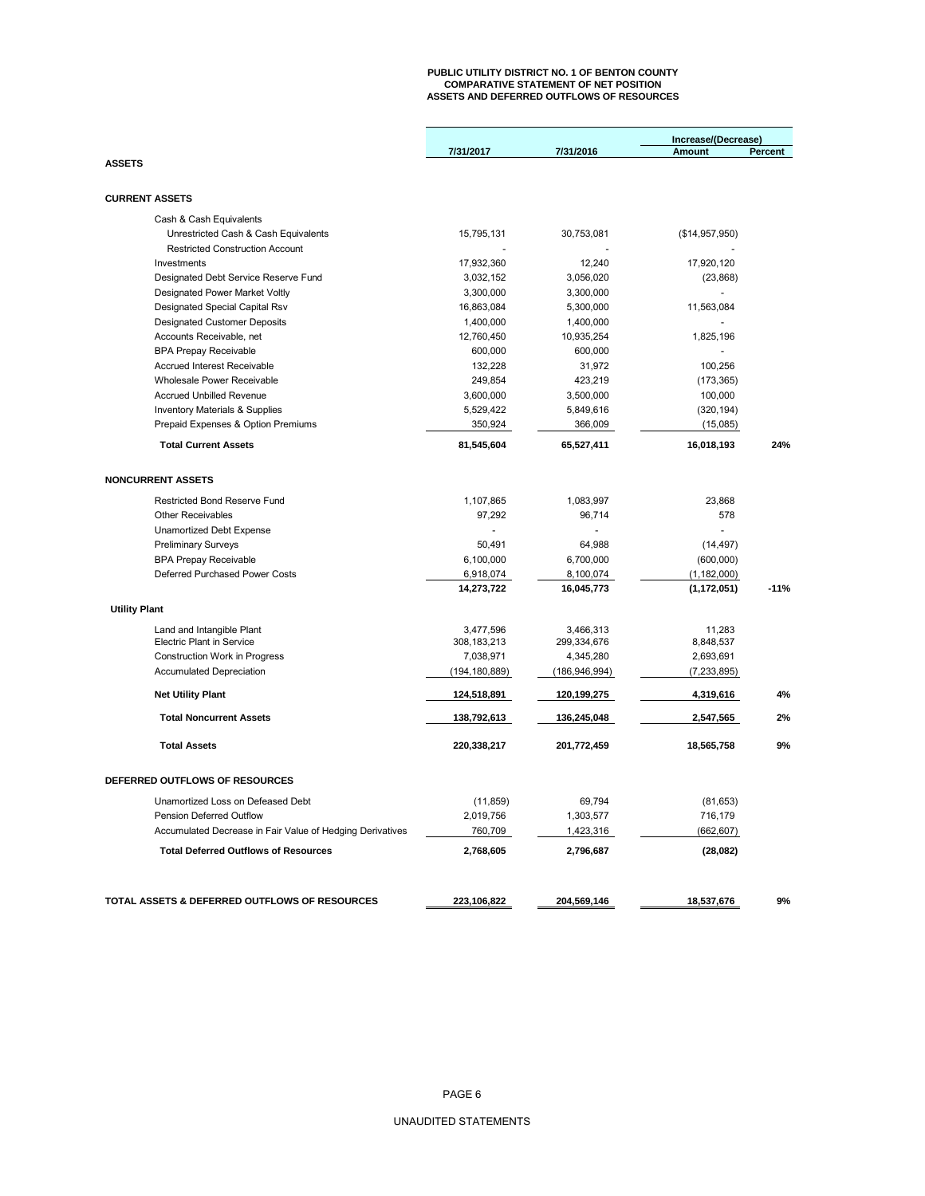# PUBLIC UTILITY DISTRICT NO. 1 OF BENTON COUNTY
## COMPARATIVE STATEMENT OF NET POSITION
## ASSETS AND DEFERRED OUTFLOWS OF RESOURCES

| | 7/31/2017 | 7/31/2016 | Increase/(Decrease) Amount | Percent |
|---|---|---|---|---|
| **ASSETS** | | | | |
| **CURRENT ASSETS** | | | | |
| Cash & Cash Equivalents | | | | |
| Unrestricted Cash & Cash Equivalents | 15,795,131 | 30,753,081 | ($14,957,950) | |
| Restricted Construction Account | - | - | - | |
| Investments | 17,932,360 | 12,240 | 17,920,120 | |
| Designated Debt Service Reserve Fund | 3,032,152 | 3,056,020 | (23,868) | |
| Designated Power Market Voltly | 3,300,000 | 3,300,000 | - | |
| Designated Special Capital Rsv | 16,863,084 | 5,300,000 | 11,563,084 | |
| Designated Customer Deposits | 1,400,000 | 1,400,000 | - | |
| Accounts Receivable, net | 12,760,450 | 10,935,254 | 1,825,196 | |
| BPA Prepay Receivable | 600,000 | 600,000 | - | |
| Accrued Interest Receivable | 132,228 | 31,972 | 100,256 | |
| Wholesale Power Receivable | 249,854 | 423,219 | (173,365) | |
| Accrued Unbilled Revenue | 3,600,000 | 3,500,000 | 100,000 | |
| Inventory Materials & Supplies | 5,529,422 | 5,849,616 | (320,194) | |
| Prepaid Expenses & Option Premiums | 350,924 | 366,009 | (15,085) | |
| **Total Current Assets** | **81,545,604** | **65,527,411** | **16,018,193** | **24%** |
| **NONCURRENT ASSETS** | | | | |
| Restricted Bond Reserve Fund | 1,107,865 | 1,083,997 | 23,868 | |
| Other Receivables | 97,292 | 96,714 | 578 | |
| Unamortized Debt Expense | - | - | - | |
| Preliminary Surveys | 50,491 | 64,988 | (14,497) | |
| BPA Prepay Receivable | 6,100,000 | 6,700,000 | (600,000) | |
| Deferred Purchased Power Costs | 6,918,074 | 8,100,074 | (1,182,000) | |
| | **14,273,722** | **16,045,773** | **(1,172,051)** | **-11%** |
| **Utility Plant** | | | | |
| Land and Intangible Plant | 3,477,596 | 3,466,313 | 11,283 | |
| Electric Plant in Service | 308,183,213 | 299,334,676 | 8,848,537 | |
| Construction Work in Progress | 7,038,971 | 4,345,280 | 2,693,691 | |
| Accumulated Depreciation | (194,180,889) | (186,946,994) | (7,233,895) | |
| **Net Utility Plant** | **124,518,891** | **120,199,275** | **4,319,616** | **4%** |
| **Total Noncurrent Assets** | **138,792,613** | **136,245,048** | **2,547,565** | **2%** |
| **Total Assets** | **220,338,217** | **201,772,459** | **18,565,758** | **9%** |
| **DEFERRED OUTFLOWS OF RESOURCES** | | | | |
| Unamortized Loss on Defeased Debt | (11,859) | 69,794 | (81,653) | |
| Pension Deferred Outflow | 2,019,756 | 1,303,577 | 716,179 | |
| Accumulated Decrease in Fair Value of Hedging Derivatives | 760,709 | 1,423,316 | (662,607) | |
| **Total Deferred Outflows of Resources** | **2,768,605** | **2,796,687** | **(28,082)** | |
| **TOTAL ASSETS & DEFERRED OUTFLOWS OF RESOURCES** | **223,106,822** | **204,569,146** | **18,537,676** | **9%** |

UNAUDITED STATEMENTS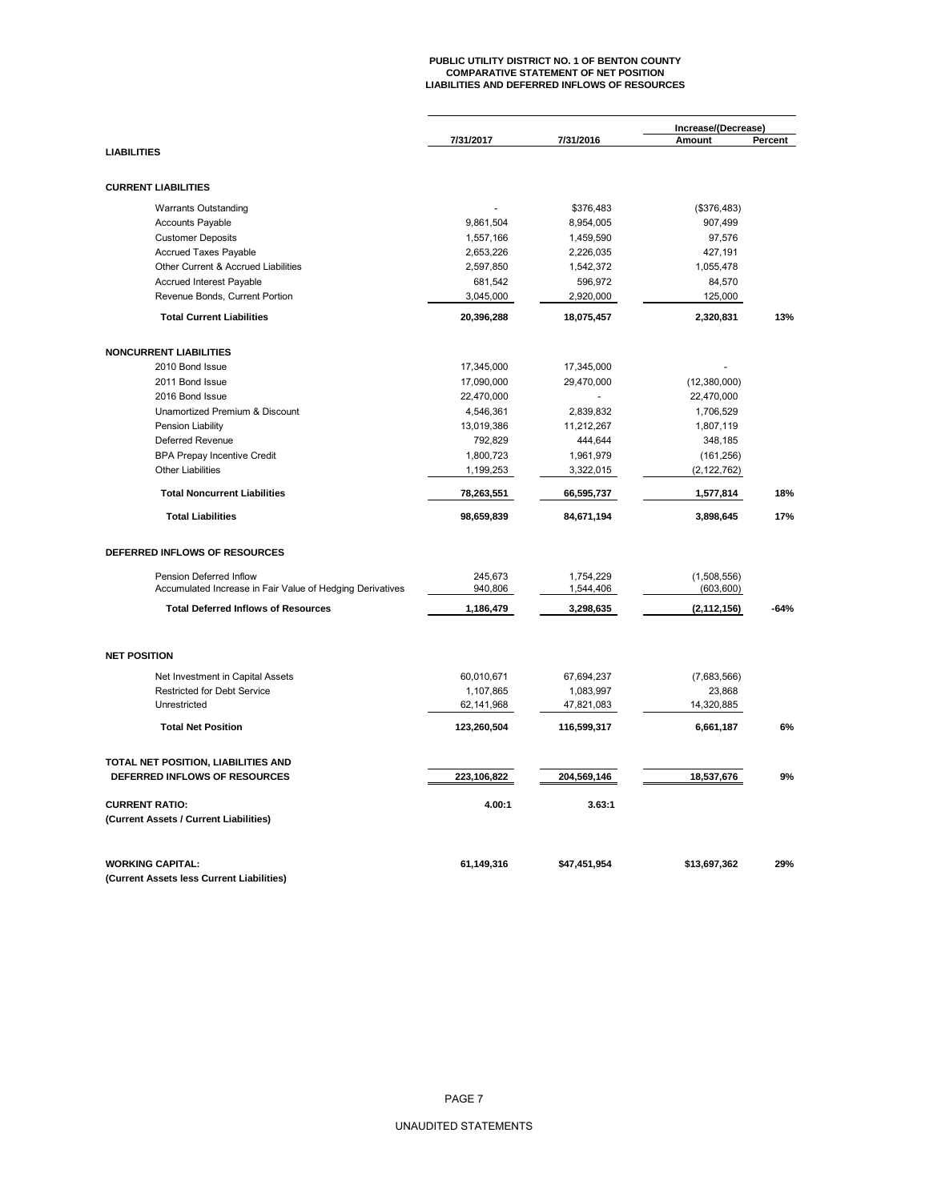# PUBLIC UTILITY DISTRICT NO. 1 OF BENTON COUNTY
## COMPARATIVE STATEMENT OF NET POSITION
## LIABILITIES AND DEFERRED INFLOWS OF RESOURCES

| | 7/31/2017 | 7/31/2016 | Increase/(Decrease) Amount | Percent |
|---|---|---|---|---|
| **LIABILITIES** | | | | |
| **CURRENT LIABILITIES** | | | | |
| Warrants Outstanding | - | $376,483 | ($376,483) | |
| Accounts Payable | 9,861,504 | 8,954,005 | 907,499 | |
| Customer Deposits | 1,557,166 | 1,459,590 | 97,576 | |
| Accrued Taxes Payable | 2,653,226 | 2,226,035 | 427,191 | |
| Other Current & Accrued Liabilities | 2,597,850 | 1,542,372 | 1,055,478 | |
| Accrued Interest Payable | 681,542 | 596,972 | 84,570 | |
| Revenue Bonds, Current Portion | 3,045,000 | 2,920,000 | 125,000 | |
| **Total Current Liabilities** | **20,396,288** | **18,075,457** | **2,320,831** | **13%** |
| **NONCURRENT LIABILITIES** | | | | |
| 2010 Bond Issue | 17,345,000 | 17,345,000 | - | |
| 2011 Bond Issue | 17,090,000 | 29,470,000 | (12,380,000) | |
| 2016 Bond Issue | 22,470,000 | - | 22,470,000 | |
| Unamortized Premium & Discount | 4,546,361 | 2,839,832 | 1,706,529 | |
| Pension Liability | 13,019,386 | 11,212,267 | 1,807,119 | |
| Deferred Revenue | 792,829 | 444,644 | 348,185 | |
| BPA Prepay Incentive Credit | 1,800,723 | 1,961,979 | (161,256) | |
| Other Liabilities | 1,199,253 | 3,322,015 | (2,122,762) | |
| **Total Noncurrent Liabilities** | **78,263,551** | **66,595,737** | **1,577,814** | **18%** |
| **Total Liabilities** | **98,659,839** | **84,671,194** | **3,898,645** | **17%** |
| **DEFERRED INFLOWS OF RESOURCES** | | | | |
| Pension Deferred Inflow | 245,673 | 1,754,229 | (1,508,556) | |
| Accumulated Increase in Fair Value of Hedging Derivatives | 940,806 | 1,544,406 | (603,600) | |
| **Total Deferred Inflows of Resources** | **1,186,479** | **3,298,635** | **(2,112,156)** | **-64%** |
| **NET POSITION** | | | | |
| Net Investment in Capital Assets | 60,010,671 | 67,694,237 | (7,683,566) | |
| Restricted for Debt Service | 1,107,865 | 1,083,997 | 23,868 | |
| Unrestricted | 62,141,968 | 47,821,083 | 14,320,885 | |
| **Total Net Position** | **123,260,504** | **116,599,317** | **6,661,187** | **6%** |
| **TOTAL NET POSITION, LIABILITIES AND DEFERRED INFLOWS OF RESOURCES** | **223,106,822** | **204,569,146** | **18,537,676** | **9%** |
| **CURRENT RATIO:** (Current Assets / Current Liabilities) | **4.00:1** | **3.63:1** | | |
| **WORKING CAPITAL:** (Current Assets less Current Liabilities) | **61,149,316** | **$47,451,954** | **$13,697,362** | **29%** |

UNAUDITED STATEMENTS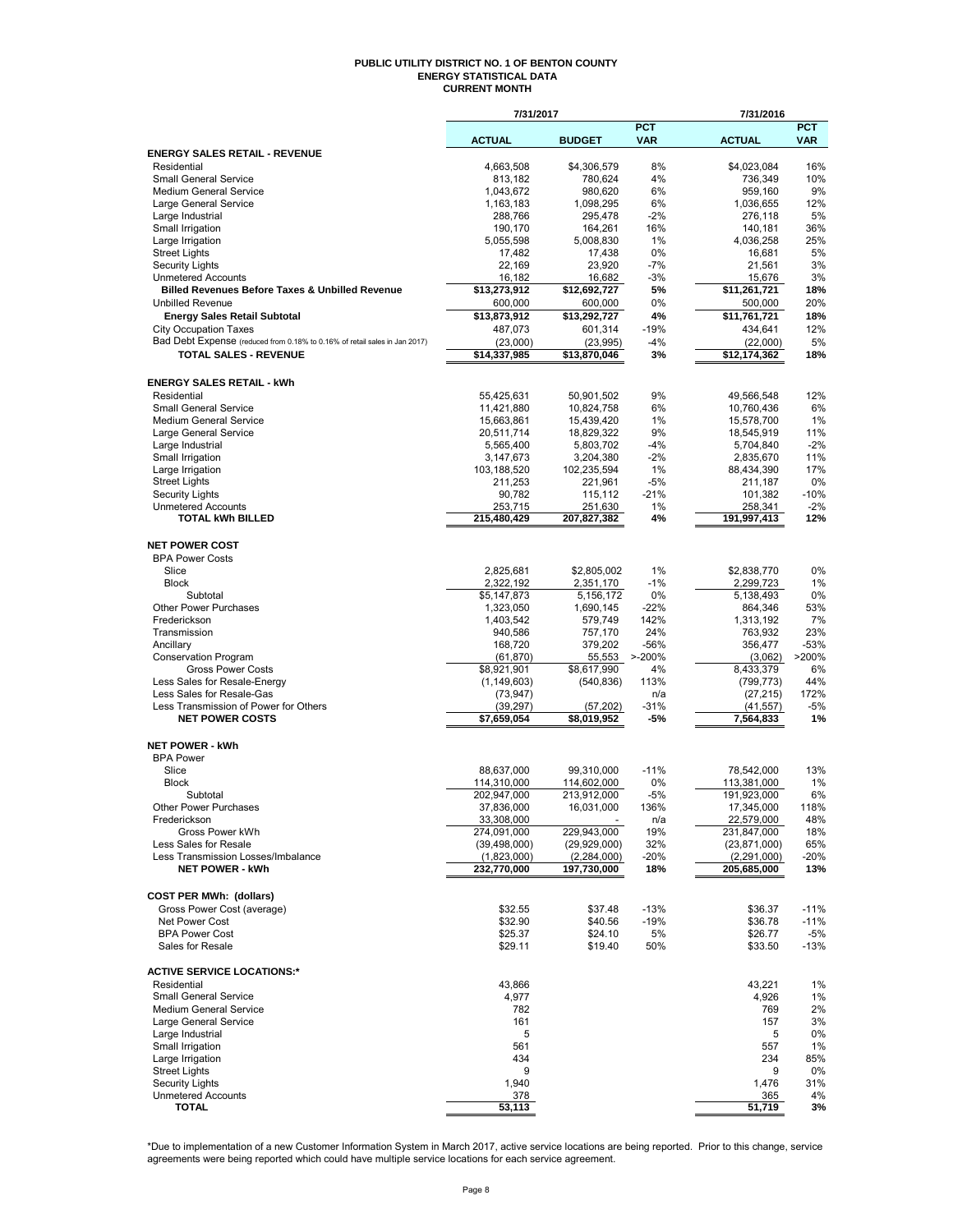# PUBLIC UTILITY DISTRICT NO. 1 OF BENTON COUNTY
## ENERGY STATISTICAL DATA
### CURRENT MONTH

| | 7/31/2017 | | | 7/31/2016 | |
|---|---|---|---|---|---|
| | ACTUAL | BUDGET | PCT VAR | ACTUAL | PCT VAR |
| **ENERGY SALES RETAIL - REVENUE** | | | | | |
| Residential | 4,663,508 | $4,306,579 | 8% | $4,023,084 | 16% |
| Small General Service | 813,182 | 780,624 | 4% | 736,349 | 10% |
| Medium General Service | 1,043,672 | 980,620 | 6% | 959,160 | 9% |
| Large General Service | 1,163,183 | 1,098,295 | 6% | 1,036,655 | 12% |
| Large Industrial | 288,766 | 295,478 | -2% | 276,118 | 5% |
| Small Irrigation | 190,170 | 164,261 | 16% | 140,181 | 36% |
| Large Irrigation | 5,055,598 | 5,008,830 | 1% | 4,036,258 | 25% |
| Street Lights | 17,482 | 17,438 | 0% | 16,681 | 5% |
| Security Lights | 22,169 | 23,920 | -7% | 21,561 | 3% |
| Unmetered Accounts | 16,182 | 16,682 | -3% | 15,676 | 3% |
| **Billed Revenues Before Taxes & Unbilled Revenue** | **$13,273,912** | **$12,692,727** | **5%** | **$11,261,721** | **18%** |
| Unbilled Revenue | 600,000 | 600,000 | 0% | 500,000 | 20% |
| **Energy Sales Retail Subtotal** | **$13,873,912** | **$13,292,727** | **4%** | **$11,761,721** | **18%** |
| City Occupation Taxes | 487,073 | 601,314 | -19% | 434,641 | 12% |
| Bad Debt Expense (reduced from 0.18% to 0.16% of retail sales in Jan 2017) | (23,000) | (23,995) | -4% | (22,000) | 5% |
| **TOTAL SALES - REVENUE** | **$14,337,985** | **$13,870,046** | **3%** | **$12,174,362** | **18%** |
| | | | | | |
| **ENERGY SALES RETAIL - kWh** | | | | | |
| Residential | 55,425,631 | 50,901,502 | 9% | 49,566,548 | 12% |
| Small General Service | 11,421,880 | 10,824,758 | 6% | 10,760,436 | 6% |
| Medium General Service | 15,663,861 | 15,439,420 | 1% | 15,578,700 | 1% |
| Large General Service | 20,511,714 | 18,829,322 | 9% | 18,545,919 | 11% |
| Large Industrial | 5,565,400 | 5,803,702 | -4% | 5,704,840 | -2% |
| Small Irrigation | 3,147,673 | 3,204,380 | -2% | 2,835,670 | 11% |
| Large Irrigation | 103,188,520 | 102,235,594 | 1% | 88,434,390 | 17% |
| Street Lights | 211,253 | 221,961 | -5% | 211,187 | 0% |
| Security Lights | 90,782 | 115,112 | -21% | 101,382 | -10% |
| Unmetered Accounts | 253,715 | 251,630 | 1% | 258,341 | -2% |
| **TOTAL kWh BILLED** | **215,480,429** | **207,827,382** | **4%** | **191,997,413** | **12%** |
| | | | | | |
| **NET POWER COST** | | | | | |
| BPA Power Costs | | | | | |
| Slice | 2,825,681 | $2,805,002 | 1% | $2,838,770 | 0% |
| Block | 2,322,192 | 2,351,170 | -1% | 2,299,723 | 1% |
| Subtotal | $5,147,873 | 5,156,172 | 0% | 5,138,493 | 0% |
| Other Power Purchases | 1,323,050 | 1,690,145 | -22% | 864,346 | 53% |
| Frederickson | 1,403,542 | 579,749 | 142% | 1,313,192 | 7% |
| Transmission | 940,586 | 757,170 | 24% | 763,932 | 23% |
| Ancillary | 168,720 | 379,202 | -56% | 356,477 | -53% |
| Conservation Program | (61,870) | 55,553 | >-200% | (3,062) | >200% |
| Gross Power Costs | $8,921,901 | $8,617,990 | 4% | 8,433,379 | 6% |
| Less Sales for Resale-Energy | (1,149,603) | (540,836) | 113% | (799,773) | 44% |
| Less Sales for Resale-Gas | (73,947) | | n/a | (27,215) | 172% |
| Less Transmission of Power for Others | (39,297) | (57,202) | -31% | (41,557) | -5% |
| **NET POWER COSTS** | **$7,659,054** | **$8,019,952** | **-5%** | **7,564,833** | **1%** |
| | | | | | |
| **NET POWER - kWh** | | | | | |
| BPA Power | | | | | |
| Slice | 88,637,000 | 99,310,000 | -11% | 78,542,000 | 13% |
| Block | 114,310,000 | 114,602,000 | 0% | 113,381,000 | 1% |
| Subtotal | 202,947,000 | 213,912,000 | -5% | 191,923,000 | 6% |
| Other Power Purchases | 37,836,000 | 16,031,000 | 136% | 17,345,000 | 118% |
| Frederickson | 33,308,000 | - | n/a | 22,579,000 | 48% |
| Gross Power kWh | 274,091,000 | 229,943,000 | 19% | 231,847,000 | 18% |
| Less Sales for Resale | (39,498,000) | (29,929,000) | 32% | (23,871,000) | 65% |
| Less Transmission Losses/Imbalance | (1,823,000) | (2,284,000) | -20% | (2,291,000) | -20% |
| **NET POWER - kWh** | **232,770,000** | **197,730,000** | **18%** | **205,685,000** | **13%** |
| | | | | | |
| **COST PER MWh: (dollars)** | | | | | |
| Gross Power Cost (average) | $32.55 | $37.48 | -13% | $36.37 | -11% |
| Net Power Cost | $32.90 | $40.56 | -19% | $36.78 | -11% |
| BPA Power Cost | $25.37 | $24.10 | 5% | $26.77 | -5% |
| Sales for Resale | $29.11 | $19.40 | 50% | $33.50 | -13% |
| | | | | | |
| **ACTIVE SERVICE LOCATIONS:*** | | | | | |
| Residential | 43,866 | | | 43,221 | 1% |
| Small General Service | 4,977 | | | 4,926 | 1% |
| Medium General Service | 782 | | | 769 | 2% |
| Large General Service | 161 | | | 157 | 3% |
| Large Industrial | 5 | | | 5 | 0% |
| Small Irrigation | 561 | | | 557 | 1% |
| Large Irrigation | 434 | | | 234 | 85% |
| Street Lights | 9 | | | 9 | 0% |
| Security Lights | 1,940 | | | 1,476 | 31% |
| Unmetered Accounts | 378 | | | 365 | 4% |
| **TOTAL** | **53,113** | | | **51,719** | **3%** |

*Due to implementation of a new Customer Information System in March 2017, active service locations are being reported. Prior to this change, service agreements were being reported which could have multiple service locations for each service agreement.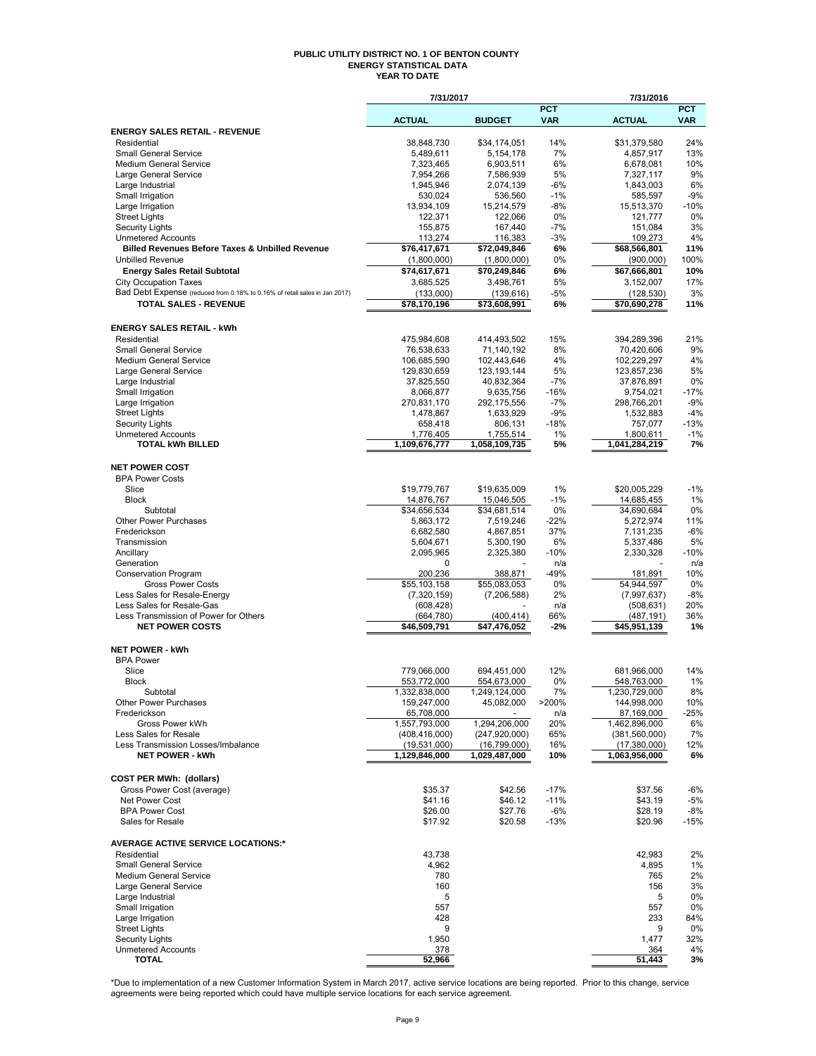# PUBLIC UTILITY DISTRICT NO. 1 OF BENTON COUNTY
## ENERGY STATISTICAL DATA
### YEAR TO DATE

| | 7/31/2017 | | | 7/31/2016 | |
|---|---|---|---|---|---|
| | ACTUAL | BUDGET | PCT VAR | ACTUAL | PCT VAR |
| **ENERGY SALES RETAIL - REVENUE** | | | | | |
| Residential | 38,848,730 | $34,174,051 | 14% | $31,379,580 | 24% |
| Small General Service | 5,489,611 | 5,154,178 | 7% | 4,857,917 | 13% |
| Medium General Service | 7,323,465 | 6,903,511 | 6% | 6,678,081 | 10% |
| Large General Service | 7,954,266 | 7,586,939 | 5% | 7,327,117 | 9% |
| Large Industrial | 1,945,946 | 2,074,139 | -6% | 1,843,003 | 6% |
| Small Irrigation | 530,024 | 536,560 | -1% | 585,597 | -9% |
| Large Irrigation | 13,934,109 | 15,214,579 | -8% | 15,513,370 | -10% |
| Street Lights | 122,371 | 122,066 | 0% | 121,777 | 0% |
| Security Lights | 155,875 | 167,440 | -7% | 151,084 | 3% |
| Unmetered Accounts | 113,274 | 116,383 | -3% | 109,273 | 4% |
| **Billed Revenues Before Taxes & Unbilled Revenue** | **$76,417,671** | **$72,049,846** | **6%** | **$68,566,801** | **11%** |
| Unbilled Revenue | (1,800,000) | (1,800,000) | 0% | (900,000) | 100% |
| **Energy Sales Retail Subtotal** | **$74,617,671** | **$70,249,846** | **6%** | **$67,666,801** | **10%** |
| City Occupation Taxes | 3,685,525 | 3,498,761 | 5% | 3,152,007 | 17% |
| Bad Debt Expense (reduced from 0.18% to 0.16% of retail sales in Jan 2017) | (133,000) | (139,616) | -5% | (128,530) | 3% |
| **TOTAL SALES - REVENUE** | **$78,170,196** | **$73,608,991** | **6%** | **$70,690,278** | **11%** |
| | | | | | |
| **ENERGY SALES RETAIL - kWh** | | | | | |
| Residential | 475,984,608 | 414,493,502 | 15% | 394,289,396 | 21% |
| Small General Service | 76,538,633 | 71,140,192 | 8% | 70,420,606 | 9% |
| Medium General Service | 106,685,590 | 102,443,646 | 4% | 102,229,297 | 4% |
| Large General Service | 129,830,659 | 123,193,144 | 5% | 123,857,236 | 5% |
| Large Industrial | 37,825,550 | 40,832,364 | -7% | 37,876,891 | 0% |
| Small Irrigation | 8,066,877 | 9,635,756 | -16% | 9,754,021 | -17% |
| Large Irrigation | 270,831,170 | 292,175,556 | -7% | 298,766,201 | -9% |
| Street Lights | 1,478,867 | 1,633,929 | -9% | 1,532,883 | -4% |
| Security Lights | 658,418 | 806,131 | -18% | 757,077 | -13% |
| Unmetered Accounts | 1,776,405 | 1,755,514 | 1% | 1,800,611 | -1% |
| **TOTAL kWh BILLED** | **1,109,676,777** | **1,058,109,735** | **5%** | **1,041,284,219** | **7%** |
| | | | | | |
| **NET POWER COST** | | | | | |
| BPA Power Costs | | | | | |
| Slice | $19,779,767 | $19,635,009 | 1% | $20,005,229 | -1% |
| Block | 14,876,767 | 15,046,505 | -1% | 14,685,455 | 1% |
| Subtotal | $34,656,534 | $34,681,514 | 0% | 34,690,684 | 0% |
| Other Power Purchases | 5,863,172 | 7,519,246 | -22% | 5,272,974 | 11% |
| Frederickson | 6,682,580 | 4,867,851 | 37% | 7,131,235 | -6% |
| Transmission | 5,604,671 | 5,300,190 | 6% | 5,337,486 | 5% |
| Ancillary | 2,095,965 | 2,325,380 | -10% | 2,330,328 | -10% |
| Generation | 0 | - | n/a | - | n/a |
| Conservation Program | 200,236 | 388,871 | -49% | 181,891 | 10% |
| Gross Power Costs | $55,103,158 | $55,083,053 | 0% | 54,944,597 | 0% |
| Less Sales for Resale-Energy | (7,320,159) | (7,206,588) | 2% | (7,997,637) | -8% |
| Less Sales for Resale-Gas | (608,428) | - | n/a | (508,631) | 20% |
| Less Transmission of Power for Others | (664,780) | (400,414) | 66% | (487,191) | 36% |
| **NET POWER COSTS** | **$46,509,791** | **$47,476,052** | **-2%** | **$45,951,139** | **1%** |
| | | | | | |
| **NET POWER - kWh** | | | | | |
| BPA Power | | | | | |
| Slice | 779,066,000 | 694,451,000 | 12% | 681,966,000 | 14% |
| Block | 553,772,000 | 554,673,000 | 0% | 548,763,000 | 1% |
| Subtotal | 1,332,838,000 | 1,249,124,000 | 7% | 1,230,729,000 | 8% |
| Other Power Purchases | 159,247,000 | 45,082,000 | >200% | 144,998,000 | 10% |
| Frederickson | 65,708,000 | - | n/a | 87,169,000 | -25% |
| Gross Power kWh | 1,557,793,000 | 1,294,206,000 | 20% | 1,462,896,000 | 6% |
| Less Sales for Resale | (408,416,000) | (247,920,000) | 65% | (381,560,000) | 7% |
| Less Transmission Losses/Imbalance | (19,531,000) | (16,799,000) | 16% | (17,380,000) | 12% |
| **NET POWER - kWh** | **1,129,846,000** | **1,029,487,000** | **10%** | **1,063,956,000** | **6%** |
| | | | | | |
| **COST PER MWh: (dollars)** | | | | | |
| Gross Power Cost (average) | $35.37 | $42.56 | -17% | $37.56 | -6% |
| Net Power Cost | $41.16 | $46.12 | -11% | $43.19 | -5% |
| BPA Power Cost | $26.00 | $27.76 | -6% | $28.19 | -8% |
| Sales for Resale | $17.92 | $20.58 | -13% | $20.96 | -15% |
| | | | | | |
| **AVERAGE ACTIVE SERVICE LOCATIONS:*** | | | | | |
| Residential | 43,738 | | | 42,983 | 2% |
| Small General Service | 4,962 | | | 4,895 | 1% |
| Medium General Service | 780 | | | 765 | 2% |
| Large General Service | 160 | | | 156 | 3% |
| Large Industrial | 5 | | | 5 | 0% |
| Small Irrigation | 557 | | | 557 | 0% |
| Large Irrigation | 428 | | | 233 | 84% |
| Street Lights | 9 | | | 9 | 0% |
| Security Lights | 1,950 | | | 1,477 | 32% |
| Unmetered Accounts | 378 | | | 364 | 4% |
| **TOTAL** | **52,966** | | | **51,443** | **3%** |

*Due to implementation of a new Customer Information System in March 2017, active service locations are being reported. Prior to this change, service agreements were being reported which could have multiple service locations for each service agreement.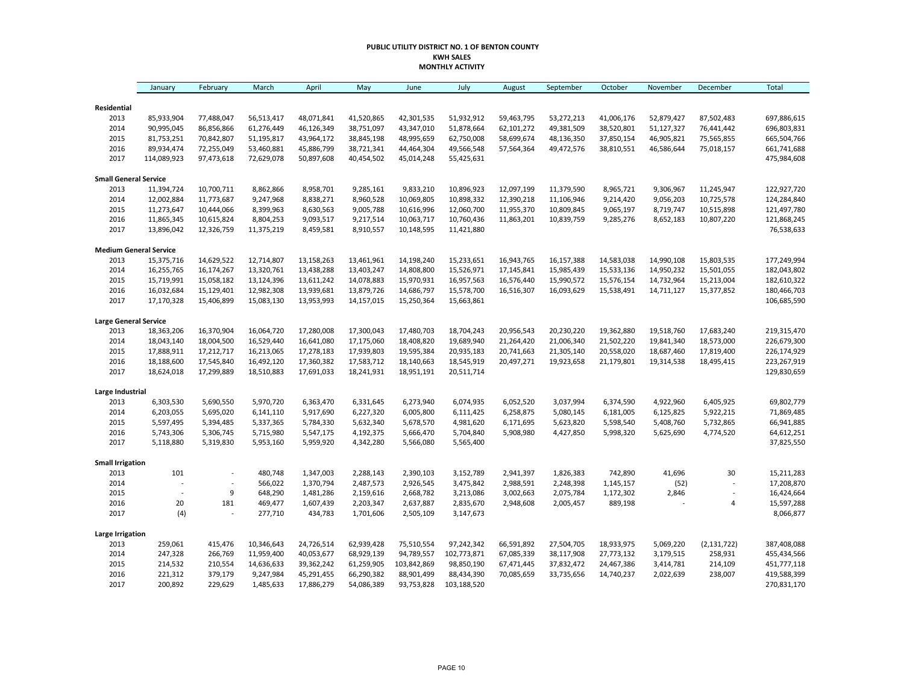**PUBLIC UTILITY DISTRICT NO. 1 OF BENTON COUNTY**
**KWH SALES**
**MONTHLY ACTIVITY**

| | January | February | March | April | May | June | July | August | September | October | November | December | Total |
|---|---|---|---|---|---|---|---|---|---|---|---|---|---|
| **Residential** | | | | | | | | | | | | | |
| 2013 | 85,933,904 | 77,488,047 | 56,513,417 | 48,071,841 | 41,520,865 | 42,301,535 | 51,932,912 | 59,463,795 | 53,272,213 | 41,006,176 | 52,879,427 | 87,502,483 | 697,886,615 |
| 2014 | 90,995,045 | 86,856,866 | 61,276,449 | 46,126,349 | 38,751,097 | 43,347,010 | 51,878,664 | 62,101,272 | 49,381,509 | 38,520,801 | 51,127,327 | 76,441,442 | 696,803,831 |
| 2015 | 81,753,251 | 70,842,807 | 51,195,817 | 43,964,172 | 38,845,198 | 48,995,659 | 62,750,008 | 58,699,674 | 48,136,350 | 37,850,154 | 46,905,821 | 75,565,855 | 665,504,766 |
| 2016 | 89,934,474 | 72,255,049 | 53,460,881 | 45,886,799 | 38,721,341 | 44,464,304 | 49,566,548 | 57,564,364 | 49,472,576 | 38,810,551 | 46,586,644 | 75,018,157 | 661,741,688 |
| 2017 | 114,089,923 | 97,473,618 | 72,629,078 | 50,897,608 | 40,454,502 | 45,014,248 | 55,425,631 | | | | | | 475,984,608 |
| **Small General Service** | | | | | | | | | | | | | |
| 2013 | 11,394,724 | 10,700,711 | 8,862,866 | 8,958,701 | 9,285,161 | 9,833,210 | 10,896,923 | 12,097,199 | 11,379,590 | 8,965,721 | 9,306,967 | 11,245,947 | 122,927,720 |
| 2014 | 12,002,884 | 11,773,687 | 9,247,968 | 8,838,271 | 8,960,528 | 10,069,805 | 10,898,332 | 12,390,218 | 11,106,946 | 9,214,420 | 9,056,203 | 10,725,578 | 124,284,840 |
| 2015 | 11,273,647 | 10,444,066 | 8,399,963 | 8,630,563 | 9,005,788 | 10,616,996 | 12,060,700 | 11,955,370 | 10,809,845 | 9,065,197 | 8,719,747 | 10,515,898 | 121,497,780 |
| 2016 | 11,865,345 | 10,615,824 | 8,804,253 | 9,093,517 | 9,217,514 | 10,063,717 | 10,760,436 | 11,863,201 | 10,839,759 | 9,285,276 | 8,652,183 | 10,807,220 | 121,868,245 |
| 2017 | 13,896,042 | 12,326,759 | 11,375,219 | 8,459,581 | 8,910,557 | 10,148,595 | 11,421,880 | | | | | | 76,538,633 |
| **Medium General Service** | | | | | | | | | | | | | |
| 2013 | 15,375,716 | 14,629,522 | 12,714,807 | 13,158,263 | 13,461,961 | 14,198,240 | 15,233,651 | 16,943,765 | 16,157,388 | 14,583,038 | 14,990,108 | 15,803,535 | 177,249,994 |
| 2014 | 16,255,765 | 16,174,267 | 13,320,761 | 13,438,288 | 13,403,247 | 14,808,800 | 15,526,971 | 17,145,841 | 15,985,439 | 15,533,136 | 14,950,232 | 15,501,055 | 182,043,802 |
| 2015 | 15,719,991 | 15,058,182 | 13,124,396 | 13,611,242 | 14,078,883 | 15,970,931 | 16,957,563 | 16,576,440 | 15,990,572 | 15,576,154 | 14,732,964 | 15,213,004 | 182,610,322 |
| 2016 | 16,032,684 | 15,129,401 | 12,982,308 | 13,939,681 | 13,879,726 | 14,686,797 | 15,578,700 | 16,516,307 | 16,093,629 | 15,538,491 | 14,711,127 | 15,377,852 | 180,466,703 |
| 2017 | 17,170,328 | 15,406,899 | 15,083,130 | 13,953,993 | 14,157,015 | 15,250,364 | 15,663,861 | | | | | | 106,685,590 |
| **Large General Service** | | | | | | | | | | | | | |
| 2013 | 18,363,206 | 16,370,904 | 16,064,720 | 17,280,008 | 17,300,043 | 17,480,703 | 18,704,243 | 20,956,543 | 20,230,220 | 19,362,880 | 19,518,760 | 17,683,240 | 219,315,470 |
| 2014 | 18,043,140 | 18,004,500 | 16,529,440 | 16,641,080 | 17,175,060 | 18,408,820 | 19,689,940 | 21,264,420 | 21,006,340 | 21,502,220 | 19,841,340 | 18,573,000 | 226,679,300 |
| 2015 | 17,888,911 | 17,212,717 | 16,213,065 | 17,278,183 | 17,939,803 | 19,595,384 | 20,935,183 | 20,741,663 | 21,305,140 | 20,558,020 | 18,687,460 | 17,819,400 | 226,174,929 |
| 2016 | 18,188,600 | 17,545,840 | 16,492,120 | 17,360,382 | 17,583,712 | 18,140,663 | 18,545,919 | 20,497,271 | 19,923,658 | 21,179,801 | 19,314,538 | 18,495,415 | 223,267,919 |
| 2017 | 18,624,018 | 17,299,889 | 18,510,883 | 17,691,033 | 18,241,931 | 18,951,191 | 20,511,714 | | | | | | 129,830,659 |
| **Large Industrial** | | | | | | | | | | | | | |
| 2013 | 6,303,530 | 5,690,550 | 5,970,720 | 6,363,470 | 6,331,645 | 6,273,940 | 6,074,935 | 6,052,520 | 3,037,994 | 6,374,590 | 4,922,960 | 6,405,925 | 69,802,779 |
| 2014 | 6,203,055 | 5,695,020 | 6,141,110 | 5,917,690 | 6,227,320 | 6,005,800 | 6,111,425 | 6,258,875 | 5,080,145 | 6,181,005 | 6,125,825 | 5,922,215 | 71,869,485 |
| 2015 | 5,597,495 | 5,394,485 | 5,337,365 | 5,784,330 | 5,632,340 | 5,678,570 | 4,981,620 | 6,171,695 | 5,623,820 | 5,598,540 | 5,408,760 | 5,732,865 | 66,941,885 |
| 2016 | 5,743,306 | 5,306,745 | 5,715,980 | 5,547,175 | 4,192,375 | 5,666,470 | 5,704,840 | 5,908,980 | 4,427,850 | 5,998,320 | 5,625,690 | 4,774,520 | 64,612,251 |
| 2017 | 5,118,880 | 5,319,830 | 5,953,160 | 5,959,920 | 4,342,280 | 5,566,080 | 5,565,400 | | | | | | 37,825,550 |
| **Small Irrigation** | | | | | | | | | | | | | |
| 2013 | 101 | - | 480,748 | 1,347,003 | 2,288,143 | 2,390,103 | 3,152,789 | 2,941,397 | 1,826,383 | 742,890 | 41,696 | 30 | 15,211,283 |
| 2014 | - | - | 566,022 | 1,370,794 | 2,487,573 | 2,926,545 | 3,475,842 | 2,988,591 | 2,248,398 | 1,145,157 | (52) | - | 17,208,870 |
| 2015 | - | 9 | 648,290 | 1,481,286 | 2,159,616 | 2,668,782 | 3,213,086 | 3,002,663 | 2,075,784 | 1,172,302 | 2,846 | - | 16,424,664 |
| 2016 | 20 | 181 | 469,477 | 1,607,439 | 2,203,347 | 2,637,887 | 2,835,670 | 2,948,608 | 2,005,457 | 889,198 | - | 4 | 15,597,288 |
| 2017 | (4) | - | 277,710 | 434,783 | 1,701,606 | 2,505,109 | 3,147,673 | | | | | | 8,066,877 |
| **Large Irrigation** | | | | | | | | | | | | | |
| 2013 | 259,061 | 415,476 | 10,346,643 | 24,726,514 | 62,939,428 | 75,510,554 | 97,242,342 | 66,591,892 | 27,504,705 | 18,933,975 | 5,069,220 | (2,131,722) | 387,408,088 |
| 2014 | 247,328 | 266,769 | 11,959,400 | 40,053,677 | 68,929,139 | 94,789,557 | 102,773,871 | 67,085,339 | 38,117,908 | 27,773,132 | 3,179,515 | 258,931 | 455,434,566 |
| 2015 | 214,532 | 210,554 | 14,636,633 | 39,362,242 | 61,259,905 | 103,842,869 | 98,850,190 | 67,471,445 | 37,832,472 | 24,467,386 | 3,414,781 | 214,109 | 451,777,118 |
| 2016 | 221,312 | 379,179 | 9,247,984 | 45,291,455 | 66,290,382 | 88,901,499 | 88,434,390 | 70,085,659 | 33,735,656 | 14,740,237 | 2,022,639 | 238,007 | 419,588,399 |
| 2017 | 200,892 | 229,629 | 1,485,633 | 17,886,279 | 54,086,389 | 93,753,828 | 103,188,520 | | | | | | 270,831,170 |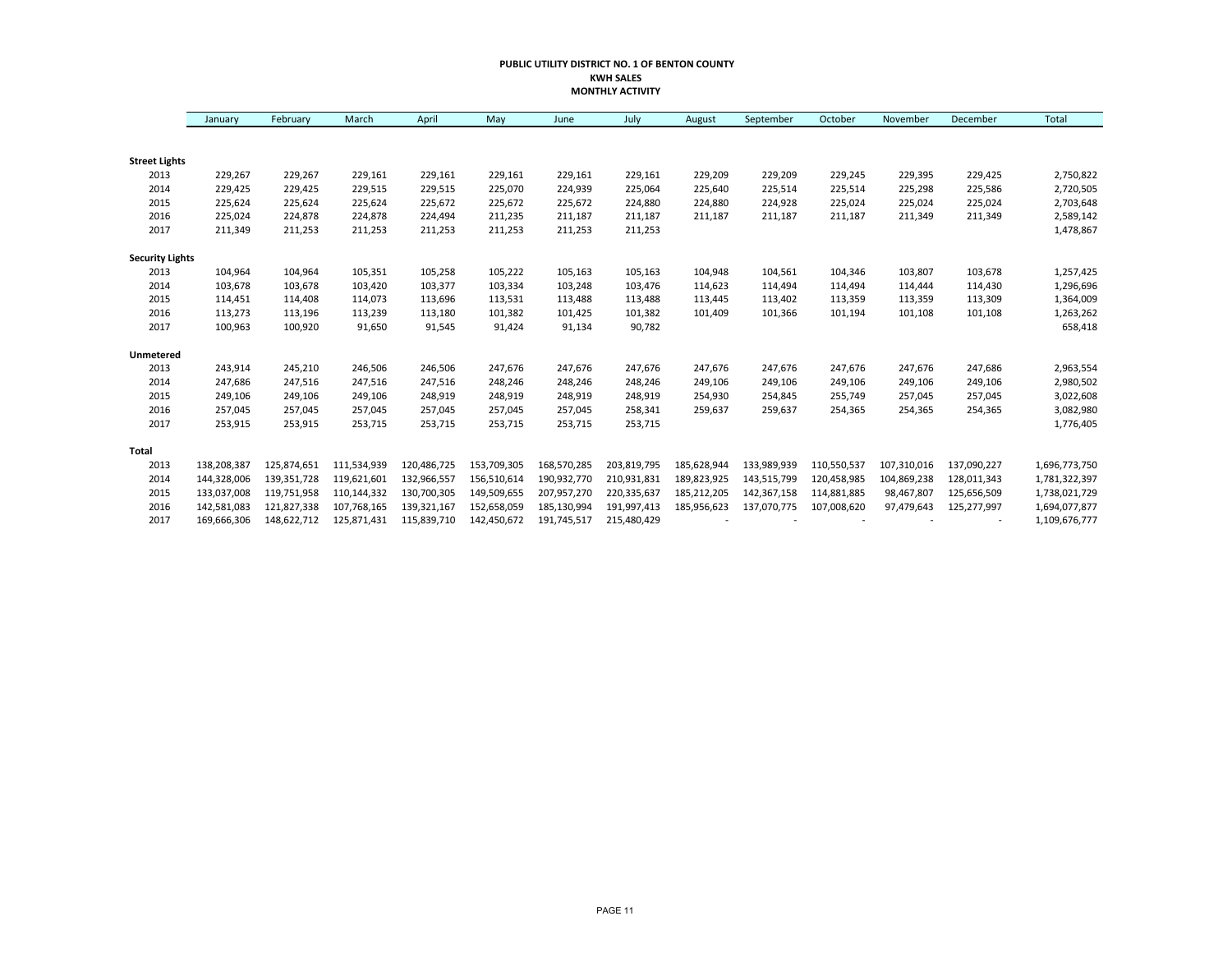**PUBLIC UTILITY DISTRICT NO. 1 OF BENTON COUNTY**
**KWH SALES**
**MONTHLY ACTIVITY**

| | January | February | March | April | May | June | July | August | September | October | November | December | Total |
|---|---|---|---|---|---|---|---|---|---|---|---|---|---|
| **Street Lights** | | | | | | | | | | | | | |
| 2013 | 229,267 | 229,267 | 229,161 | 229,161 | 229,161 | 229,161 | 229,161 | 229,209 | 229,209 | 229,245 | 229,395 | 229,425 | 2,750,822 |
| 2014 | 229,425 | 229,425 | 229,515 | 229,515 | 225,070 | 224,939 | 225,064 | 225,640 | 225,514 | 225,514 | 225,298 | 225,586 | 2,720,505 |
| 2015 | 225,624 | 225,624 | 225,624 | 225,672 | 225,672 | 225,672 | 224,880 | 224,880 | 224,928 | 225,024 | 225,024 | 225,024 | 2,703,648 |
| 2016 | 225,024 | 224,878 | 224,878 | 224,494 | 211,235 | 211,187 | 211,187 | 211,187 | 211,187 | 211,187 | 211,349 | 211,349 | 2,589,142 |
| 2017 | 211,349 | 211,253 | 211,253 | 211,253 | 211,253 | 211,253 | 211,253 | | | | | | 1,478,867 |
| **Security Lights** | | | | | | | | | | | | | |
| 2013 | 104,964 | 104,964 | 105,351 | 105,258 | 105,222 | 105,163 | 105,163 | 104,948 | 104,561 | 104,346 | 103,807 | 103,678 | 1,257,425 |
| 2014 | 103,678 | 103,678 | 103,420 | 103,377 | 103,334 | 103,248 | 103,476 | 114,623 | 114,494 | 114,494 | 114,444 | 114,430 | 1,296,696 |
| 2015 | 114,451 | 114,408 | 114,073 | 113,696 | 113,531 | 113,488 | 113,488 | 113,445 | 113,402 | 113,359 | 113,359 | 113,309 | 1,364,009 |
| 2016 | 113,273 | 113,196 | 113,239 | 113,180 | 101,382 | 101,425 | 101,382 | 101,409 | 101,366 | 101,194 | 101,108 | 101,108 | 1,263,262 |
| 2017 | 100,963 | 100,920 | 91,650 | 91,545 | 91,424 | 91,134 | 90,782 | | | | | | 658,418 |
| **Unmetered** | | | | | | | | | | | | | |
| 2013 | 243,914 | 245,210 | 246,506 | 246,506 | 247,676 | 247,676 | 247,676 | 247,676 | 247,676 | 247,676 | 247,676 | 247,686 | 2,963,554 |
| 2014 | 247,686 | 247,516 | 247,516 | 247,516 | 248,246 | 248,246 | 248,246 | 249,106 | 249,106 | 249,106 | 249,106 | 249,106 | 2,980,502 |
| 2015 | 249,106 | 249,106 | 249,106 | 248,919 | 248,919 | 248,919 | 248,919 | 254,930 | 254,845 | 255,749 | 257,045 | 257,045 | 3,022,608 |
| 2016 | 257,045 | 257,045 | 257,045 | 257,045 | 257,045 | 257,045 | 258,341 | 259,637 | 259,637 | 254,365 | 254,365 | 254,365 | 3,082,980 |
| 2017 | 253,915 | 253,915 | 253,715 | 253,715 | 253,715 | 253,715 | 253,715 | | | | | | 1,776,405 |
| **Total** | | | | | | | | | | | | | |
| 2013 | 138,208,387 | 125,874,651 | 111,534,939 | 120,486,725 | 153,709,305 | 168,570,285 | 203,819,795 | 185,628,944 | 133,989,939 | 110,550,537 | 107,310,016 | 137,090,227 | 1,696,773,750 |
| 2014 | 144,328,006 | 139,351,728 | 119,621,601 | 132,966,557 | 156,510,614 | 190,932,770 | 210,931,831 | 189,823,925 | 143,515,799 | 120,458,985 | 104,869,238 | 128,011,343 | 1,781,322,397 |
| 2015 | 133,037,008 | 119,751,958 | 110,144,332 | 130,700,305 | 149,509,655 | 207,957,270 | 220,335,637 | 185,212,205 | 142,367,158 | 114,881,885 | 98,467,807 | 125,656,509 | 1,738,021,729 |
| 2016 | 142,581,083 | 121,827,338 | 107,768,165 | 139,321,167 | 152,658,059 | 185,130,994 | 191,997,413 | 185,956,623 | 137,070,775 | 107,008,620 | 97,479,643 | 125,277,997 | 1,694,077,877 |
| 2017 | 169,666,306 | 148,622,712 | 125,871,431 | 115,839,710 | 142,450,672 | 191,745,517 | 215,480,429 | - | - | - | - | - | 1,109,676,777 |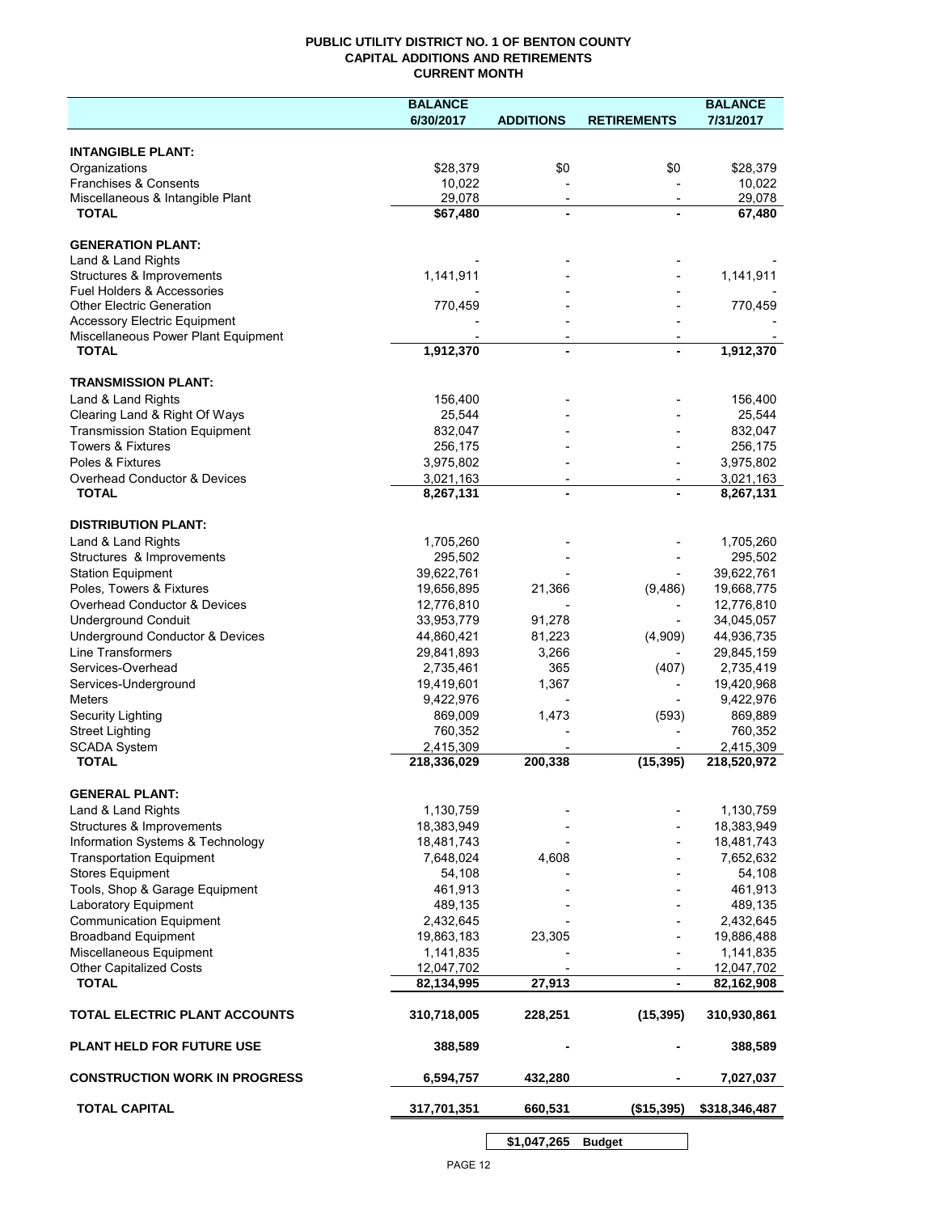**PUBLIC UTILITY DISTRICT NO. 1 OF BENTON COUNTY**
**CAPITAL ADDITIONS AND RETIREMENTS**
**CURRENT MONTH**

| | BALANCE 6/30/2017 | ADDITIONS | RETIREMENTS | BALANCE 7/31/2017 |
|---|---|---|---|---|
| **INTANGIBLE PLANT:** | | | | |
| Organizations | $28,379 | $0 | $0 | $28,379 |
| Franchises & Consents | 10,022 | - | - | 10,022 |
| Miscellaneous & Intangible Plant | 29,078 | - | - | 29,078 |
| **TOTAL** | **$67,480** | **-** | **-** | **67,480** |
| **GENERATION PLANT:** | | | | |
| Land & Land Rights | - | - | - | - |
| Structures & Improvements | 1,141,911 | - | - | 1,141,911 |
| Fuel Holders & Accessories | - | - | - | - |
| Other Electric Generation | 770,459 | - | - | 770,459 |
| Accessory Electric Equipment | - | - | - | - |
| Miscellaneous Power Plant Equipment | - | - | - | - |
| **TOTAL** | **1,912,370** | **-** | **-** | **1,912,370** |
| **TRANSMISSION PLANT:** | | | | |
| Land & Land Rights | 156,400 | - | - | 156,400 |
| Clearing Land & Right Of Ways | 25,544 | - | - | 25,544 |
| Transmission Station Equipment | 832,047 | - | - | 832,047 |
| Towers & Fixtures | 256,175 | - | - | 256,175 |
| Poles & Fixtures | 3,975,802 | - | - | 3,975,802 |
| Overhead Conductor & Devices | 3,021,163 | - | - | 3,021,163 |
| **TOTAL** | **8,267,131** | **-** | **-** | **8,267,131** |
| **DISTRIBUTION PLANT:** | | | | |
| Land & Land Rights | 1,705,260 | - | - | 1,705,260 |
| Structures & Improvements | 295,502 | - | - | 295,502 |
| Station Equipment | 39,622,761 | - | - | 39,622,761 |
| Poles, Towers & Fixtures | 19,656,895 | 21,366 | (9,486) | 19,668,775 |
| Overhead Conductor & Devices | 12,776,810 | - | - | 12,776,810 |
| Underground Conduit | 33,953,779 | 91,278 | - | 34,045,057 |
| Underground Conductor & Devices | 44,860,421 | 81,223 | (4,909) | 44,936,735 |
| Line Transformers | 29,841,893 | 3,266 | - | 29,845,159 |
| Services-Overhead | 2,735,461 | 365 | (407) | 2,735,419 |
| Services-Underground | 19,419,601 | 1,367 | - | 19,420,968 |
| Meters | 9,422,976 | - | - | 9,422,976 |
| Security Lighting | 869,009 | 1,473 | (593) | 869,889 |
| Street Lighting | 760,352 | - | - | 760,352 |
| SCADA System | 2,415,309 | - | - | 2,415,309 |
| **TOTAL** | **218,336,029** | **200,338** | **(15,395)** | **218,520,972** |
| **GENERAL PLANT:** | | | | |
| Land & Land Rights | 1,130,759 | - | - | 1,130,759 |
| Structures & Improvements | 18,383,949 | - | - | 18,383,949 |
| Information Systems & Technology | 18,481,743 | - | - | 18,481,743 |
| Transportation Equipment | 7,648,024 | 4,608 | - | 7,652,632 |
| Stores Equipment | 54,108 | - | - | 54,108 |
| Tools, Shop & Garage Equipment | 461,913 | - | - | 461,913 |
| Laboratory Equipment | 489,135 | - | - | 489,135 |
| Communication Equipment | 2,432,645 | - | - | 2,432,645 |
| Broadband Equipment | 19,863,183 | 23,305 | - | 19,886,488 |
| Miscellaneous Equipment | 1,141,835 | - | - | 1,141,835 |
| Other Capitalized Costs | 12,047,702 | - | - | 12,047,702 |
| **TOTAL** | **82,134,995** | **27,913** | **-** | **82,162,908** |
| **TOTAL ELECTRIC PLANT ACCOUNTS** | **310,718,005** | **228,251** | **(15,395)** | **310,930,861** |
| **PLANT HELD FOR FUTURE USE** | **388,589** | **-** | **-** | **388,589** |
| **CONSTRUCTION WORK IN PROGRESS** | **6,594,757** | **432,280** | **-** | **7,027,037** |
| **TOTAL CAPITAL** | **317,701,351** | **660,531** | **($15,395)** | **$318,346,487** |
| | | **$1,047,265** | **Budget** | |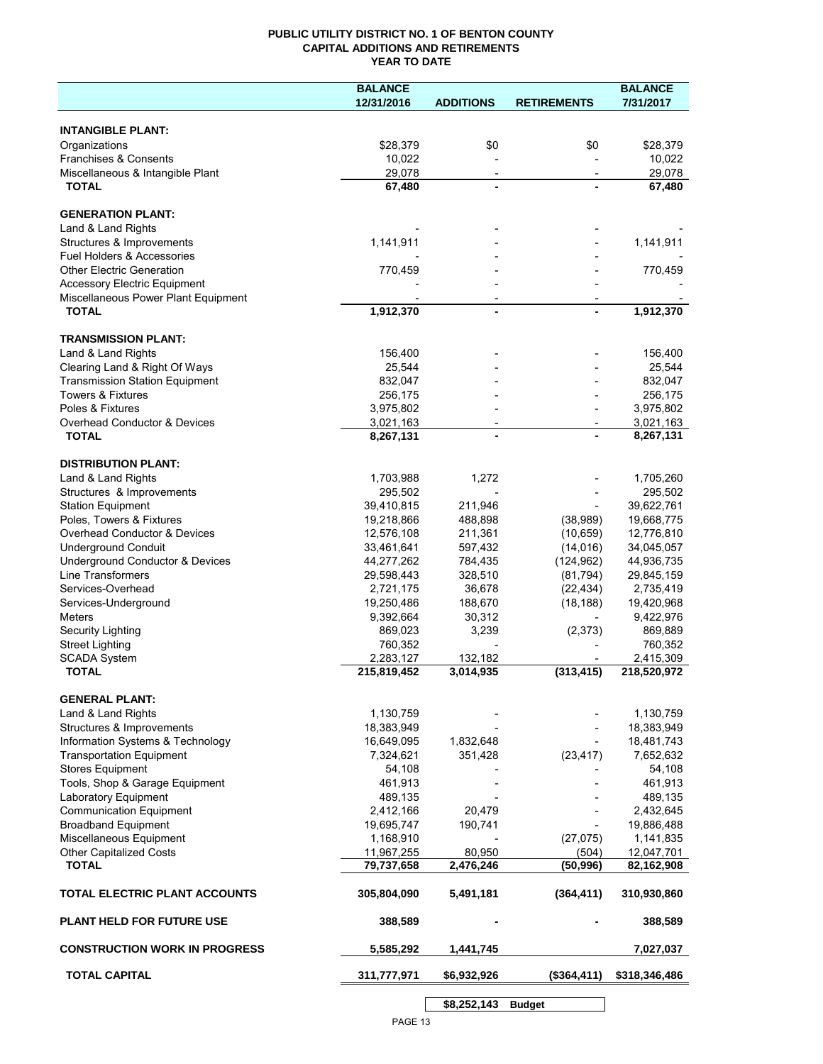# PUBLIC UTILITY DISTRICT NO. 1 OF BENTON COUNTY
## CAPITAL ADDITIONS AND RETIREMENTS
### YEAR TO DATE

| | BALANCE 12/31/2016 | ADDITIONS | RETIREMENTS | BALANCE 7/31/2017 |
|---|---|---|---|---|
| **INTANGIBLE PLANT:** | | | | |
| Organizations | $28,379 | $0 | $0 | $28,379 |
| Franchises & Consents | 10,022 | - | - | 10,022 |
| Miscellaneous & Intangible Plant | 29,078 | - | - | 29,078 |
| **TOTAL** | **67,480** | **-** | **-** | **67,480** |
| **GENERATION PLANT:** | | | | |
| Land & Land Rights | - | - | - | - |
| Structures & Improvements | 1,141,911 | - | - | 1,141,911 |
| Fuel Holders & Accessories | - | - | - | - |
| Other Electric Generation | 770,459 | - | - | 770,459 |
| Accessory Electric Equipment | - | - | - | - |
| Miscellaneous Power Plant Equipment | - | - | - | - |
| **TOTAL** | **1,912,370** | **-** | **-** | **1,912,370** |
| **TRANSMISSION PLANT:** | | | | |
| Land & Land Rights | 156,400 | - | - | 156,400 |
| Clearing Land & Right Of Ways | 25,544 | - | - | 25,544 |
| Transmission Station Equipment | 832,047 | - | - | 832,047 |
| Towers & Fixtures | 256,175 | - | - | 256,175 |
| Poles & Fixtures | 3,975,802 | - | - | 3,975,802 |
| Overhead Conductor & Devices | 3,021,163 | - | - | 3,021,163 |
| **TOTAL** | **8,267,131** | **-** | **-** | **8,267,131** |
| **DISTRIBUTION PLANT:** | | | | |
| Land & Land Rights | 1,703,988 | 1,272 | - | 1,705,260 |
| Structures & Improvements | 295,502 | - | - | 295,502 |
| Station Equipment | 39,410,815 | 211,946 | - | 39,622,761 |
| Poles, Towers & Fixtures | 19,218,866 | 488,898 | (38,989) | 19,668,775 |
| Overhead Conductor & Devices | 12,576,108 | 211,361 | (10,659) | 12,776,810 |
| Underground Conduit | 33,461,641 | 597,432 | (14,016) | 34,045,057 |
| Underground Conductor & Devices | 44,277,262 | 784,435 | (124,962) | 44,936,735 |
| Line Transformers | 29,598,443 | 328,510 | (81,794) | 29,845,159 |
| Services-Overhead | 2,721,175 | 36,678 | (22,434) | 2,735,419 |
| Services-Underground | 19,250,486 | 188,670 | (18,188) | 19,420,968 |
| Meters | 9,392,664 | 30,312 | - | 9,422,976 |
| Security Lighting | 869,023 | 3,239 | (2,373) | 869,889 |
| Street Lighting | 760,352 | - | - | 760,352 |
| SCADA System | 2,283,127 | 132,182 | - | 2,415,309 |
| **TOTAL** | **215,819,452** | **3,014,935** | **(313,415)** | **218,520,972** |
| **GENERAL PLANT:** | | | | |
| Land & Land Rights | 1,130,759 | - | - | 1,130,759 |
| Structures & Improvements | 18,383,949 | - | - | 18,383,949 |
| Information Systems & Technology | 16,649,095 | 1,832,648 | - | 18,481,743 |
| Transportation Equipment | 7,324,621 | 351,428 | (23,417) | 7,652,632 |
| Stores Equipment | 54,108 | - | - | 54,108 |
| Tools, Shop & Garage Equipment | 461,913 | - | - | 461,913 |
| Laboratory Equipment | 489,135 | - | - | 489,135 |
| Communication Equipment | 2,412,166 | 20,479 | - | 2,432,645 |
| Broadband Equipment | 19,695,747 | 190,741 | - | 19,886,488 |
| Miscellaneous Equipment | 1,168,910 | - | (27,075) | 1,141,835 |
| Other Capitalized Costs | 11,967,255 | 80,950 | (504) | 12,047,701 |
| **TOTAL** | **79,737,658** | **2,476,246** | **(50,996)** | **82,162,908** |
| **TOTAL ELECTRIC PLANT ACCOUNTS** | **305,804,090** | **5,491,181** | **(364,411)** | **310,930,860** |
| **PLANT HELD FOR FUTURE USE** | **388,589** | **-** | **-** | **388,589** |
| **CONSTRUCTION WORK IN PROGRESS** | **5,585,292** | **1,441,745** | | **7,027,037** |
| **TOTAL CAPITAL** | **311,777,971** | **$6,932,926** | **($364,411)** | **$318,346,486** |
| | | **$8,252,143** | **Budget** | |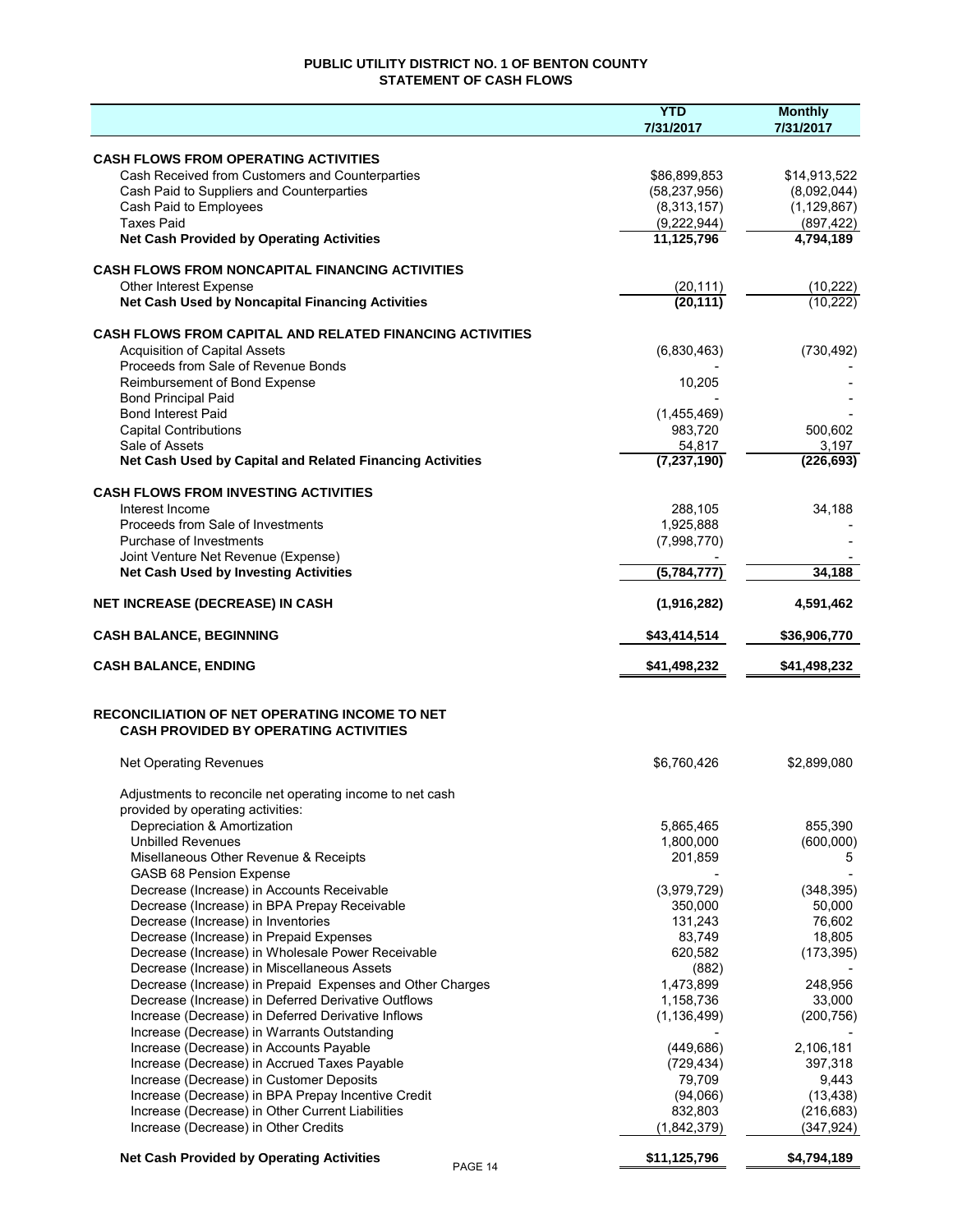# PUBLIC UTILITY DISTRICT NO. 1 OF BENTON COUNTY
## STATEMENT OF CASH FLOWS

| | YTD 7/31/2017 | Monthly 7/31/2017 |
|---|---|---|
| **CASH FLOWS FROM OPERATING ACTIVITIES** | | |
| Cash Received from Customers and Counterparties | $86,899,853 | $14,913,522 |
| Cash Paid to Suppliers and Counterparties | (58,237,956) | (8,092,044) |
| Cash Paid to Employees | (8,313,157) | (1,129,867) |
| Taxes Paid | (9,222,944) | (897,422) |
| **Net Cash Provided by Operating Activities** | **11,125,796** | **4,794,189** |
| **CASH FLOWS FROM NONCAPITAL FINANCING ACTIVITIES** | | |
| Other Interest Expense | (20,111) | (10,222) |
| **Net Cash Used by Noncapital Financing Activities** | **(20,111)** | (10,222) |
| **CASH FLOWS FROM CAPITAL AND RELATED FINANCING ACTIVITIES** | | |
| Acquisition of Capital Assets | (6,830,463) | (730,492) |
| Proceeds from Sale of Revenue Bonds | - | - |
| Reimbursement of Bond Expense | 10,205 | - |
| Bond Principal Paid | - | - |
| Bond Interest Paid | (1,455,469) | - |
| Capital Contributions | 983,720 | 500,602 |
| Sale of Assets | 54,817 | 3,197 |
| **Net Cash Used by Capital and Related Financing Activities** | **(7,237,190)** | **(226,693)** |
| **CASH FLOWS FROM INVESTING ACTIVITIES** | | |
| Interest Income | 288,105 | 34,188 |
| Proceeds from Sale of Investments | 1,925,888 | - |
| Purchase of Investments | (7,998,770) | - |
| Joint Venture Net Revenue (Expense) | - | - |
| **Net Cash Used by Investing Activities** | **(5,784,777)** | **34,188** |
| **NET INCREASE (DECREASE) IN CASH** | **(1,916,282)** | **4,591,462** |
| **CASH BALANCE, BEGINNING** | **$43,414,514** | **$36,906,770** |
| **CASH BALANCE, ENDING** | **$41,498,232** | **$41,498,232** |

## RECONCILIATION OF NET OPERATING INCOME TO NET CASH PROVIDED BY OPERATING ACTIVITIES

| | YTD 7/31/2017 | Monthly 7/31/2017 |
|---|---|---|
| Net Operating Revenues | $6,760,426 | $2,899,080 |
| Adjustments to reconcile net operating income to net cash provided by operating activities: | | |
| Depreciation & Amortization | 5,865,465 | 855,390 |
| Unbilled Revenues | 1,800,000 | (600,000) |
| Misellaneous Other Revenue & Receipts | 201,859 | 5 |
| GASB 68 Pension Expense | - | - |
| Decrease (Increase) in Accounts Receivable | (3,979,729) | (348,395) |
| Decrease (Increase) in BPA Prepay Receivable | 350,000 | 50,000 |
| Decrease (Increase) in Inventories | 131,243 | 76,602 |
| Decrease (Increase) in Prepaid Expenses | 83,749 | 18,805 |
| Decrease (Increase) in Wholesale Power Receivable | 620,582 | (173,395) |
| Decrease (Increase) in Miscellaneous Assets | (882) | - |
| Decrease (Increase) in Prepaid Expenses and Other Charges | 1,473,899 | 248,956 |
| Decrease (Increase) in Deferred Derivative Outflows | 1,158,736 | 33,000 |
| Increase (Decrease) in Deferred Derivative Inflows | (1,136,499) | (200,756) |
| Increase (Decrease) in Warrants Outstanding | - | - |
| Increase (Decrease) in Accounts Payable | (449,686) | 2,106,181 |
| Increase (Decrease) in Accrued Taxes Payable | (729,434) | 397,318 |
| Increase (Decrease) in Customer Deposits | 79,709 | 9,443 |
| Increase (Decrease) in BPA Prepay Incentive Credit | (94,066) | (13,438) |
| Increase (Decrease) in Other Current Liabilities | 832,803 | (216,683) |
| Increase (Decrease) in Other Credits | (1,842,379) | (347,924) |
| **Net Cash Provided by Operating Activities** | **$11,125,796** | **$4,794,189** |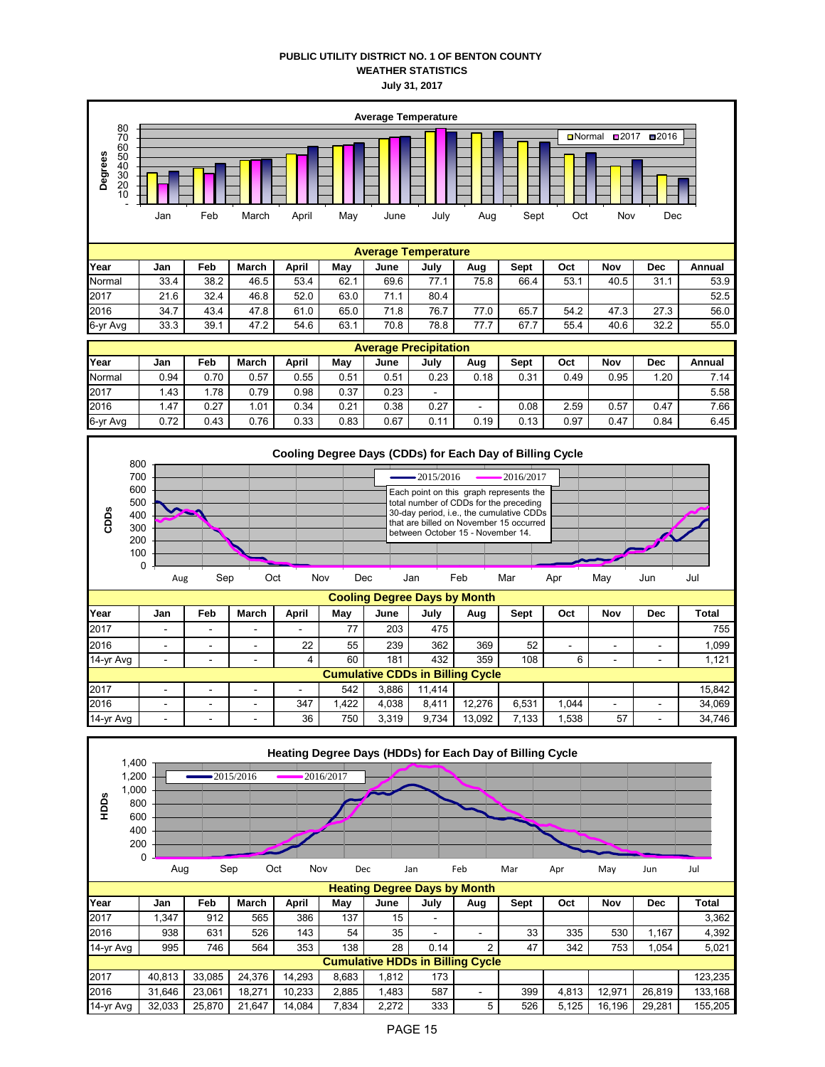# PUBLIC UTILITY DISTRICT NO. 1 OF BENTON COUNTY
## WEATHER STATISTICS
### July 31, 2017

**Average Temperature**

| Year | Jan | Feb | March | April | May | June | July | Aug | Sept | Oct | Nov | Dec | Annual |
|---|---|---|---|---|---|---|---|---|---|---|---|---|---|
| Normal | 33.4 | 38.2 | 46.5 | 53.4 | 62.1 | 69.6 | 77.1 | 75.8 | 66.4 | 53.1 | 40.5 | 31.1 | 53.9 |
| 2017 | 21.6 | 32.4 | 46.8 | 52.0 | 63.0 | 71.1 | 80.4 | | | | | | 52.5 |
| 2016 | 34.7 | 43.4 | 47.8 | 61.0 | 65.0 | 71.8 | 76.7 | 77.0 | 65.7 | 54.2 | 47.3 | 27.3 | 56.0 |
| 6-yr Avg | 33.3 | 39.1 | 47.2 | 54.6 | 63.1 | 70.8 | 78.8 | 77.7 | 67.7 | 55.4 | 40.6 | 32.2 | 55.0 |

**Average Precipitation**

| Year | Jan | Feb | March | April | May | June | July | Aug | Sept | Oct | Nov | Dec | Annual |
|---|---|---|---|---|---|---|---|---|---|---|---|---|---|
| Normal | 0.94 | 0.70 | 0.57 | 0.55 | 0.51 | 0.51 | 0.23 | 0.18 | 0.31 | 0.49 | 0.95 | 1.20 | 7.14 |
| 2017 | 1.43 | 1.78 | 0.79 | 0.98 | 0.37 | 0.23 | - | | | | | | 5.58 |
| 2016 | 1.47 | 0.27 | 1.01 | 0.34 | 0.21 | 0.38 | 0.27 | - | 0.08 | 2.59 | 0.57 | 0.47 | 7.66 |
| 6-yr Avg | 0.72 | 0.43 | 0.76 | 0.33 | 0.83 | 0.67 | 0.11 | 0.19 | 0.13 | 0.97 | 0.47 | 0.84 | 6.45 |

**Cooling Degree Days (CDDs) for Each Day of Billing Cycle**

Each point on this graph represents the total number of CDDs for the preceding 30-day period, i.e., the cumulative CDDs that are billed on November 15 occurred between October 15 - November 14.

**Cooling Degree Days by Month**

| Year | Jan | Feb | March | April | May | June | July | Aug | Sept | Oct | Nov | Dec | Total |
|---|---|---|---|---|---|---|---|---|---|---|---|---|---|
| 2017 | - | - | - | - | 77 | 203 | 475 | | | | | | 755 |
| 2016 | - | - | - | 22 | 55 | 239 | 362 | 369 | 52 | - | - | - | 1,099 |
| 14-yr Avg | - | - | - | 4 | 60 | 181 | 432 | 359 | 108 | 6 | - | - | 1,121 |
| **Cumulative CDDs in Billing Cycle** | | | | | | | | | | | | | |
| 2017 | - | - | - | - | 542 | 3,886 | 11,414 | | | | | | 15,842 |
| 2016 | - | - | - | 347 | 1,422 | 4,038 | 8,411 | 12,276 | 6,531 | 1,044 | - | - | 34,069 |
| 14-yr Avg | - | - | - | 36 | 750 | 3,319 | 9,734 | 13,092 | 7,133 | 1,538 | 57 | - | 34,746 |

**Heating Degree Days (HDDs) for Each Day of Billing Cycle**

**Heating Degree Days by Month**

| Year | Jan | Feb | March | April | May | June | July | Aug | Sept | Oct | Nov | Dec | Total |
|---|---|---|---|---|---|---|---|---|---|---|---|---|---|
| 2017 | 1,347 | 912 | 565 | 386 | 137 | 15 | - | | | | | | 3,362 |
| 2016 | 938 | 631 | 526 | 143 | 54 | 35 | - | - | 33 | 335 | 530 | 1,167 | 4,392 |
| 14-yr Avg | 995 | 746 | 564 | 353 | 138 | 28 | 0.14 | 2 | 47 | 342 | 753 | 1,054 | 5,021 |
| **Cumulative HDDs in Billing Cycle** | | | | | | | | | | | | | |
| 2017 | 40,813 | 33,085 | 24,376 | 14,293 | 8,683 | 1,812 | 173 | | | | | | 123,235 |
| 2016 | 31,646 | 23,061 | 18,271 | 10,233 | 2,885 | 1,483 | 587 | - | 399 | 4,813 | 12,971 | 26,819 | 133,168 |
| 14-yr Avg | 32,033 | 25,870 | 21,647 | 14,084 | 7,834 | 2,272 | 333 | 5 | 526 | 5,125 | 16,196 | 29,281 | 155,205 |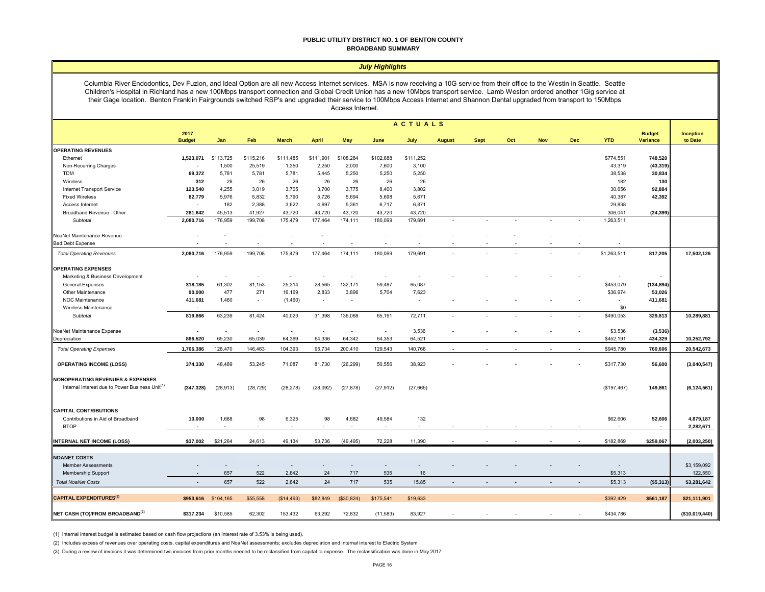# PUBLIC UTILITY DISTRICT NO. 1 OF BENTON COUNTY
## BROADBAND SUMMARY

### *July Highlights*

Columbia River Endodontics, Dev Fuzion, and Ideal Option are all new Access Internet services. MSA is now receiving a 10G service from their office to the Westin in Seattle. Seattle Children's Hospital in Richland has a new 100Mbps transport connection and Global Credit Union has a new 10Mbps transport service. Lamb Weston ordered another 1Gig service at their Gage location. Benton Franklin Fairgrounds switched RSP's and upgraded their service to 100Mbps Access Internet and Shannon Dental upgraded from transport to 150Mbps Access Internet.

| | 2017 Budget | ACTUALS Jan | Feb | March | April | May | June | July | August | Sept | Oct | Nov | Dec | YTD | Budget Variance | Inception to Date |
|---|---|---|---|---|---|---|---|---|---|---|---|---|---|---|---|---|
| **OPERATING REVENUES** | | | | | | | | | | | | | | | | |
| Ethernet | 1,523,071 | $113,725 | $115,216 | $111,485 | $111,901 | $108,284 | $102,688 | $111,252 | | | | | | $774,551 | 748,520 | |
| Non-Recurring Charges | - | 1,500 | 25,519 | 1,350 | 2,250 | 2,000 | 7,600 | 3,100 | | | | | | 43,319 | (43,319) | |
| TDM | 69,372 | 5,781 | 5,781 | 5,781 | 5,445 | 5,250 | 5,250 | 5,250 | | | | | | 38,538 | 30,834 | |
| Wireless | 312 | 26 | 26 | 26 | 26 | 26 | 26 | 26 | | | | | | 182 | 130 | |
| Internet Transport Service | 123,540 | 4,255 | 3,019 | 3,705 | 3,700 | 3,775 | 8,400 | 3,802 | | | | | | 30,656 | 92,884 | |
| Fixed Wireless | 82,779 | 5,976 | 5,832 | 5,790 | 5,726 | 5,694 | 5,698 | 5,671 | | | | | | 40,387 | 42,392 | |
| Access Internet | - | 182 | 2,388 | 3,622 | 4,697 | 5,361 | 6,717 | 6,871 | | | | | | 29,838 | | |
| Broadband Revenue - Other | 281,642 | 45,513 | 41,927 | 43,720 | 43,720 | 43,720 | 43,720 | 43,720 | | | | | | 306,041 | (24,399) | |
| *Subtotal* | 2,080,716 | 176,959 | 199,708 | 175,479 | 177,464 | 174,111 | 180,099 | 179,691 | - | - | - | - | - | 1,263,511 | | |
| NoaNet Maintenance Revenue | - | - | - | - | - | - | - | - | - | - | - | - | - | - | | |
| Bad Debt Expense | - | - | - | - | - | - | - | - | - | - | - | - | - | - | | |
| *Total Operating Revenues* | 2,080,716 | 176,959 | 199,708 | 175,479 | 177,464 | 174,111 | 180,099 | 179,691 | - | - | - | - | - | $1,263,511 | 817,205 | 17,502,126 |
| **OPERATING EXPENSES** | | | | | | | | | | | | | | | | |
| Marketing & Business Development | - | - | - | - | - | - | - | - | - | - | - | - | - | - | - | |
| General Expenses | 318,185 | 61,302 | 81,153 | 25,314 | 28,565 | 132,171 | 59,487 | 65,087 | | | | | | $453,079 | (134,894) | |
| Other Maintenance | 90,000 | 477 | 271 | 16,169 | 2,833 | 3,896 | 5,704 | 7,623 | | | | | | $36,974 | 53,026 | |
| NOC Maintenance | 411,681 | 1,460 | - | (1,460) | - | - | | - | - | - | - | - | - | - | 411,681 | |
| Wireless Maintenance | - | - | - | | - | - | - | - | | - | - | - | - | $0 | - | |
| *Subtotal* | 819,866 | 63,239 | 81,424 | 40,023 | 31,398 | 136,068 | 65,191 | 72,711 | - | - | - | - | - | $490,053 | 329,813 | 10,289,881 |
| NoaNet Maintenance Expense | - | - | - | - | - | - | - | 3,536 | - | - | - | - | - | $3,536 | (3,536) | |
| Depreciation | 886,520 | 65,230 | 65,039 | 64,369 | 64,336 | 64,342 | 64,353 | 64,521 | | | | | | $452,191 | 434,329 | 10,252,792 |
| *Total Operating Expenses* | 1,706,386 | 128,470 | 146,463 | 104,393 | 95,734 | 200,410 | 129,543 | 140,768 | - | - | - | - | - | $945,780 | 760,606 | 20,542,673 |
| **OPERATING INCOME (LOSS)** | 374,330 | 48,489 | 53,245 | 71,087 | 81,730 | (26,299) | 50,556 | 38,923 | - | - | - | - | - | $317,730 | 56,600 | (3,040,547) |
| **NONOPERATING REVENUES & EXPENSES** | | | | | | | | | | | | | | | | |
| Internal Interest due to Power Business Unit[1] | (347,328) | (28,913) | (28,729) | (28,278) | (28,092) | (27,878) | (27,912) | (27,665) | | | | | | ($197,467) | 149,861 | (6,124,561) |
| **CAPITAL CONTRIBUTIONS** | | | | | | | | | | | | | | | | |
| Contributions in Aid of Broadband | 10,000 | 1,688 | 98 | 6,325 | 98 | 4,682 | 49,584 | 132 | | | | | | $62,606 | 52,606 | 4,879,187 |
| BTOP | - | - | - | - | - | - | - | - | - | - | - | - | - | - | - | 2,282,671 |
| **INTERNAL NET INCOME (LOSS)** | $37,002 | $21,264 | 24,613 | 49,134 | 53,736 | (49,495) | 72,228 | 11,390 | - | - | - | - | - | $182,869 | $259,067 | (2,003,250) |
| **NOANET COSTS** | | | | | | | | | | | | | | | | |
| Member Assessments | - | - | - | - | - | - | - | - | - | - | - | - | - | - | | $3,159,092 |
| Membership Support | - | 657 | 522 | 2,842 | 24 | 717 | 535 | 16 | | | | | | $5,313 | | 122,550 |
| *Total NoaNet Costs* | - | 657 | 522 | 2,842 | 24 | 717 | 535 | 15.85 | - | - | - | - | - | $5,313 | ($5,313) | $3,281,642 |
| **CAPITAL EXPENDITURES[3]** | $953,616 | $104,165 | $55,558 | ($14,493) | $82,849 | ($30,824) | $175,541 | $19,633 | | | | | | $392,429 | $561,187 | $21,111,901 |
| **NET CASH (TO)/FROM BROADBAND[2]** | $317,234 | $10,585 | 62,302 | 153,432 | 63,292 | 72,832 | (11,583) | 83,927 | - | - | - | - | - | $434,786 | | ($10,019,440) |

(1) Internal interest budget is estimated based on cash flow projections (an interest rate of 3.53% is being used).

(2) Includes excess of revenues over operating costs, capital expenditures and NoaNet assessments; excludes depreciation and internal interest to Electric System

(3) During a review of invoices it was determined two invoices from prior months needed to be reclassified from capital to expense. The reclassification was done in May 2017.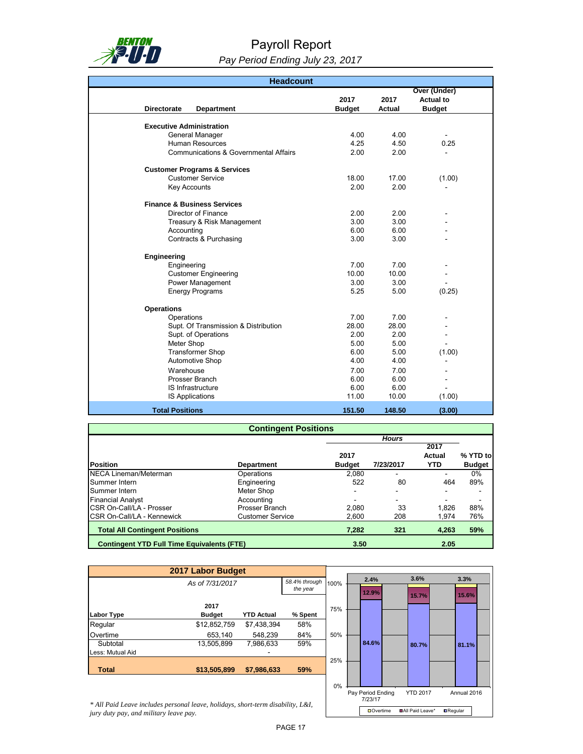# Payroll Report

*Pay Period Ending July 23, 2017*

## Headcount

| Directorate | Department | 2017 Budget | 2017 Actual | Over (Under) Actual to Budget |
|---|---|---|---|---|
| **Executive Administration** | | | | |
| | General Manager | 4.00 | 4.00 | - |
| | Human Resources | 4.25 | 4.50 | 0.25 |
| | Communications & Governmental Affairs | 2.00 | 2.00 | - |
| **Customer Programs & Services** | | | | |
| | Customer Service | 18.00 | 17.00 | (1.00) |
| | Key Accounts | 2.00 | 2.00 | - |
| **Finance & Business Services** | | | | |
| | Director of Finance | 2.00 | 2.00 | - |
| | Treasury & Risk Management | 3.00 | 3.00 | - |
| | Accounting | 6.00 | 6.00 | - |
| | Contracts & Purchasing | 3.00 | 3.00 | - |
| **Engineering** | | | | |
| | Engineering | 7.00 | 7.00 | - |
| | Customer Engineering | 10.00 | 10.00 | - |
| | Power Management | 3.00 | 3.00 | - |
| | Energy Programs | 5.25 | 5.00 | (0.25) |
| **Operations** | | | | |
| | Operations | 7.00 | 7.00 | - |
| | Supt. Of Transmission & Distribution | 28.00 | 28.00 | - |
| | Supt. of Operations | 2.00 | 2.00 | - |
| | Meter Shop | 5.00 | 5.00 | - |
| | Transformer Shop | 6.00 | 5.00 | (1.00) |
| | Automotive Shop | 4.00 | 4.00 | - |
| | Warehouse | 7.00 | 7.00 | - |
| | Prosser Branch | 6.00 | 6.00 | - |
| | IS Infrastructure | 6.00 | 6.00 | - |
| | IS Applications | 11.00 | 10.00 | (1.00) |
| **Total Positions** | | **151.50** | **148.50** | **(3.00)** |

## Contingent Positions

| Position | Department | Hours: 2017 Budget | Hours: 7/23/2017 | Hours: 2017 Actual YTD | % YTD to Budget |
|---|---|---|---|---|---|
| NECA Lineman/Meterman | Operations | 2,080 | - | - | 0% |
| Summer Intern | Engineering | 522 | 80 | 464 | 89% |
| Summer Intern | Meter Shop | - | - | - | - |
| Financial Analyst | Accounting | - | - | - | - |
| CSR On-Call/LA - Prosser | Prosser Branch | 2,080 | 33 | 1,826 | 88% |
| CSR On-Call/LA - Kennewick | Customer Service | 2,600 | 208 | 1,974 | 76% |
| **Total All Contingent Positions** | | **7,282** | **321** | **4,263** | **59%** |
| **Contingent YTD Full Time Equivalents (FTE)** | | **3.50** | | **2.05** | |

## 2017 Labor Budget

*As of 7/31/2017* — *58.4% through the year*

| Labor Type | 2017 Budget | YTD Actual | % Spent |
|---|---|---|---|
| Regular | $12,852,759 | $7,438,394 | 58% |
| Overtime | 653,140 | 548,239 | 84% |
| Subtotal | 13,505,899 | 7,986,633 | 59% |
| Less: Mutual Aid | | - | |
| **Total** | **$13,505,899** | **$7,986,633** | **59%** |

Pay Period Ending 7/23/17: 2.4%, 12.9%, 84.6%
YTD 2017: 3.6%, 15.7%, 80.7%
Annual 2016: 3.3%, 15.6%, 81.1%
0% 25% 50% 75% 100%
Overtime | All Paid Leave* | Regular

*\* All Paid Leave includes personal leave, holidays, short-term disability, L&I, jury duty pay, and military leave pay.*